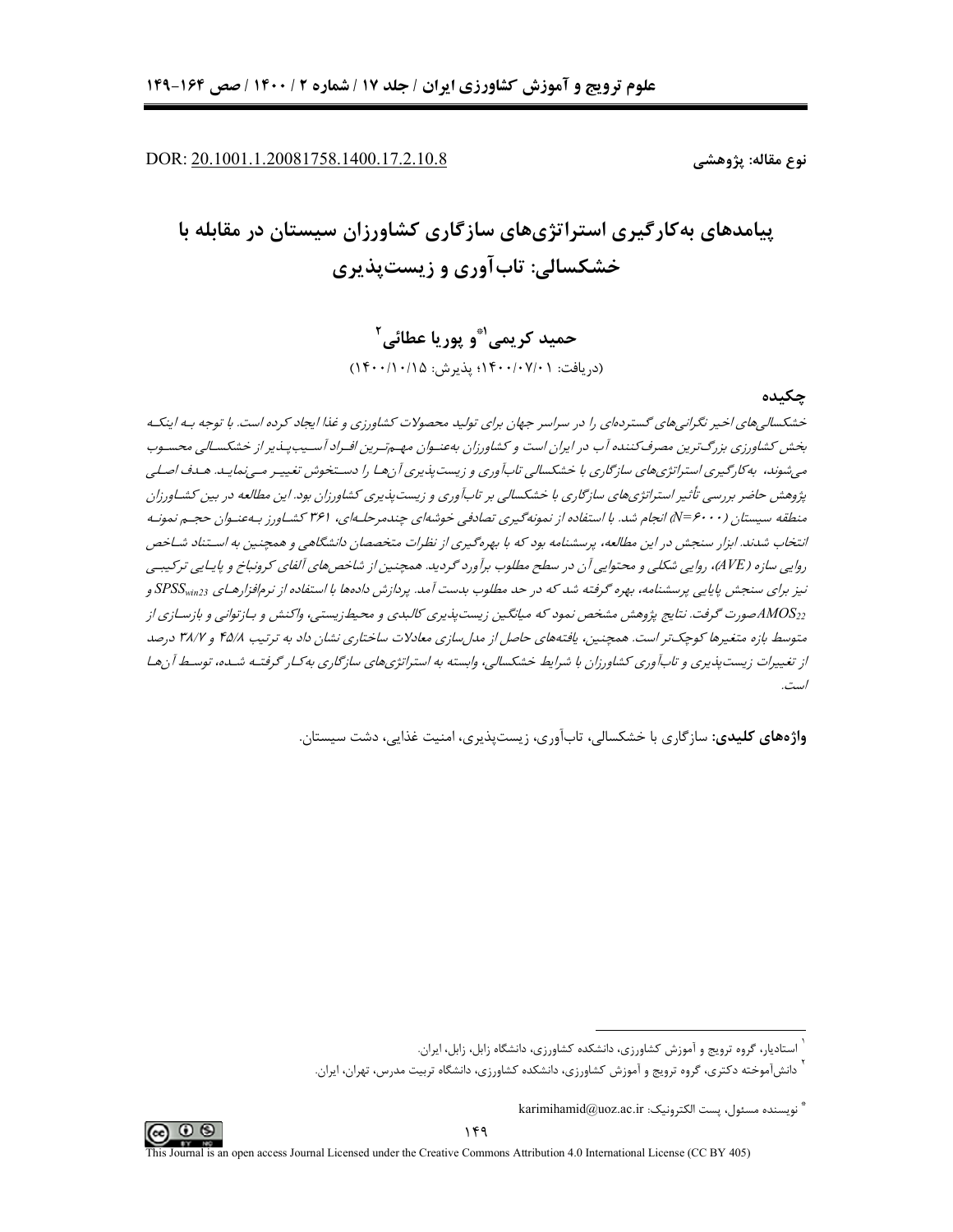DOR: 20.1001.1.20081758.1400.17.2.10.8

**نوع مقاله: پژوهشی**

# پیامدهای به‌کارگیری استراتژی‌های سازگاری کشاورزان سیستان در مقابله با خشکسالی: تاب‌آوری و زیست‌پذیری

**حمید کریمی[1]* و پوریا عطائی[2]**

(دریافت: ۱۴۰۰/۰۷/۰۱؛ پذیرش: ۱۴۰۰/۱۰/۱۵)

## چکیده

*خشکسالی‌های اخیر نگرانی‌های گسترده‌ای را در سراسر جهان برای تولید محصولات کشاورزی و غذا ایجاد کرده است. با توجه به اینکه بخش کشاورزی بزرگ‌ترین مصرف‌کننده آب در ایران است و کشاورزان به‌عنوان مهم‌ترین افراد آسیب‌پذیر از خشکسالی محسوب می‌شوند، به‌کارگیری استراتژی‌های سازگاری با خشکسالی تاب‌آوری و زیست‌پذیری آن‌ها را دستخوش تغییر می‌نماید. هدف اصلی پژوهش حاضر بررسی تأثیر استراتژی‌های سازگاری با خشکسالی بر تاب‌آوری و زیست‌پذیری کشاورزان بود. این مطالعه در بین کشاورزان منطقه سیستان (N=۶۰۰۰) انجام شد. با استفاده از نمونه‌گیری تصادفی خوشه‌ای چندمرحله‌ای، ۳۶۱ کشاورز به‌عنوان حجم نمونه انتخاب شدند. ابزار سنجش در این مطالعه، پرسشنامه بود که با بهره‌گیری از نظرات متخصصان دانشگاهی و همچنین به استناد شاخص روایی سازه (AVE)، روایی شکلی و محتوایی آن در سطح مطلوب برآورد گردید. همچنین از شاخص‌های آلفای کرونباخ و پایایی ترکیبی نیز برای سنجش پایایی پرسشنامه، بهره گرفته شد که در حد مطلوب بدست آمد. پردازش داده‌ها با استفاده از نرم‌افزارهای $SPSS_{win23}$ و $AMOS_{22}$ صورت گرفت. نتایج پژوهش مشخص نمود که میانگین زیست‌پذیری کالبدی و محیط‌زیستی، واکنش و بازتوانی و بازسازی از متوسط بازه متغیرها کوچک‌تر است. همچنین، یافته‌های حاصل از مدل‌سازی معادلات ساختاری نشان داد که به ترتیب ۴۵/۸ و ۳۸/۷ درصد از تغییرات زیست‌پذیری و تاب‌آوری کشاورزان با شرایط خشکسالی، وابسته به استراتژی‌های سازگاری به‌کار گرفته شده، توسط آن‌ها است.*

**واژه‌های کلیدی:** سازگاری با خشکسالی، تاب‌آوری، زیست‌پذیری، امنیت غذایی، دشت سیستان.

---

[1] استادیار، گروه ترویج و آموزش کشاورزی، دانشکده کشاورزی، دانشگاه زابل، زابل، ایران.

[2] دانش‌آموخته دکتری، گروه ترویج و آموزش کشاورزی، دانشکده کشاورزی، دانشگاه تربیت مدرس، تهران، ایران.

* نویسنده مسئول، پست الکترونیک: karimihamid@uoz.ac.ir

This Journal is an open access Journal Licensed under the Creative Commons Attribution 4.0 International License (CC BY 405)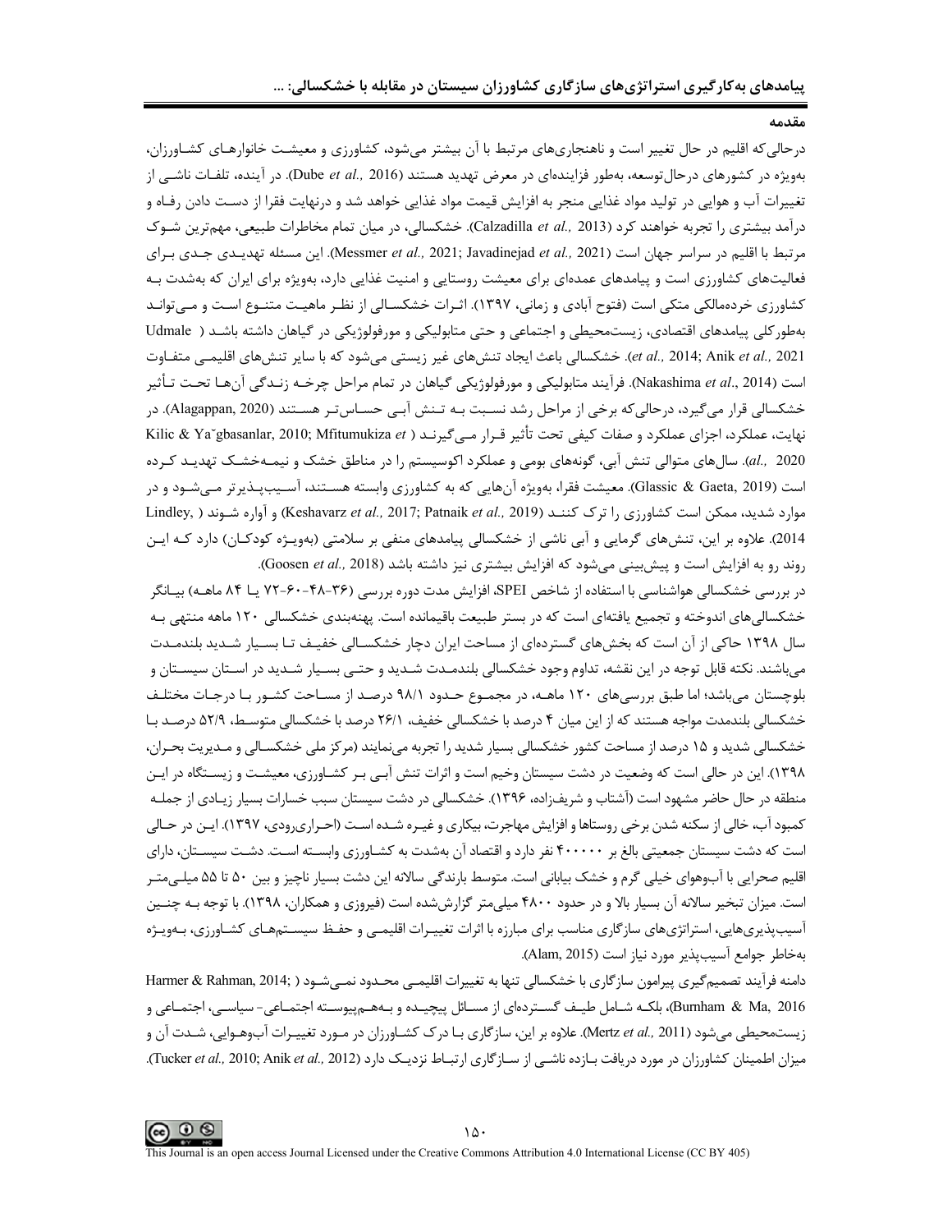## مقدمه

درحالی‌که اقلیم در حال تغییر است و ناهنجاری‌های مرتبط با آن بیشتر می‌شود، کشاورزی و معیشت خانوارهای کشاورزان، به‌ویژه در کشورهای درحال‌توسعه، به‌طور فزاینده‌ای در معرض تهدید هستند (Dube *et al.,* 2016). در آینده، تلفات ناشی از تغییرات آب و هوایی در تولید مواد غذایی منجر به افزایش قیمت مواد غذایی خواهد شد و درنهایت فقرا با از دست دادن رفاه و درآمد بیشتری را تجربه خواهند کرد (Calzadilla *et al.,* 2013). خشکسالی، در میان تمام مخاطرات طبیعی، مهم‌ترین شوک مرتبط با اقلیم در سراسر جهان است (Messmer *et al.,* 2021; Javadinejad *et al.,* 2021). این مسئله تهدیدی جدی برای فعالیت‌های کشاورزی است و پیامدهای عمده‌ای برای معیشت روستایی و امنیت غذایی دارد، به‌ویژه برای ایران که به‌شدت به کشاورزی خرده‌مالکی متکی است (فتوح آبادی و زمانی، ۱۳۹۷). اثرات خشکسالی از نظر ماهیت متنوع است و می‌تواند به‌طورکلی پیامدهای اقتصادی، زیست‌محیطی و اجتماعی و حتی متابولیکی و مورفولوژیکی در گیاهان داشته باشد (Udmale *et al.,* 2014; Anik *et al.,* 2021). خشکسالی باعث ایجاد تنش‌های غیر زیستی می‌شود که با سایر تنش‌های اقلیمی متفاوت است (Nakashima *et al.*, 2014). فرآیند متابولیکی و مورفولوژیکی گیاهان در تمام مراحل چرخه زندگی آن‌ها تحت تأثیر خشکسالی قرار می‌گیرد، درحالی‌که برخی از مراحل رشد نسبت به تنش آبی حساس‌تر هستند (Alagappan, 2020). در نهایت، عملکرد، اجزای عملکرد و صفات کیفی تحت تأثیر قرار می‌گیرند (Kilic & Yaˇgbasanlar, 2010; Mfitumukiza *et al.,* 2020). سال‌های متوالی تنش آبی، گونه‌های بومی و عملکرد اکوسیستم را در مناطق خشک و نیمه‌خشک تهدید کرده است (Glassic & Gaeta, 2019). معیشت فقرا، به‌ویژه آن‌هایی که به کشاورزی وابسته هستند، آسیب‌پذیرتر می‌شود و در موارد شدید، ممکن است کشاورزی را ترک کنند (Keshavarz *et al.,* 2017; Patnaik *et al.,* 2019) و آواره شوند (Lindley, 2014). علاوه بر این، تنش‌های گرمایی و آبی ناشی از خشکسالی پیامدهای منفی بر سلامتی (به‌ویژه کودکان) دارد که این روند رو به افزایش است و پیش‌بینی می‌شود که افزایش بیشتری نیز داشته باشد (Goosen *et al.,* 2018).

در بررسی خشکسالی هواشناسی با استفاده از شاخص SPEI، افزایش مدت دوره بررسی (۳۶-۴۸-۶۰-۷۲ یا ۸۴ ماهه) بیانگر خشکسالی‌های اندوخته و تجمیع یافته‌ای است که در بستر طبیعت باقیمانده است. پهنه‌بندی خشکسالی ۱۲۰ ماهه منتهی به سال ۱۳۹۸ حاکی از آن است که بخش‌های گسترده‌ای از مساحت ایران دچار خشکسالی خفیف تا بسیار شدید بلندمدت می‌باشند. نکته قابل توجه در این نقشه، تداوم وجود خشکسالی بلندمدت شدید و حتی بسیار شدید در استان سیستان و بلوچستان می‌باشد؛ اما طبق بررسی‌های ۱۲۰ ماهه، در مجموع حدود ۹۸/۱ درصد از مساحت کشور با درجات مختلف خشکسالی بلندمدت مواجه هستند که از این میان ۴ درصد با خشکسالی خفیف، ۲۶/۱ درصد با خشکسالی متوسط، ۵۲/۹ درصد با خشکسالی شدید و ۱۵ درصد از مساحت کشور خشکسالی بسیار شدید را تجربه می‌نمایند (مرکز ملی خشکسالی و مدیریت بحران، ۱۳۹۸). این در حالی است که وضعیت در دشت سیستان وخیم است و اثرات تنش آبی بر کشاورزی، معیشت و زیستگاه در این منطقه در حال حاضر مشهود است (آشتاب و شریف‌زاده، ۱۳۹۶). خشکسالی در دشت سیستان سبب خسارات بسیار زیادی از جمله کمبود آب، خالی از سکنه شدن برخی روستاها و افزایش مهاجرت، بیکاری و غیره شده است (احراری‌رودی، ۱۳۹۷). این در حالی است که دشت سیستان جمعیتی بالغ بر ۴۰۰۰۰۰ نفر دارد و اقتصاد آن به‌شدت به کشاورزی وابسته است. دشت سیستان، دارای اقلیم صحرایی با آب‌وهوای خیلی گرم و خشک بیابانی است. متوسط بارندگی سالانه این دشت بسیار ناچیز و بین ۵۰ تا ۵۵ میلی‌متر است. میزان تبخیر سالانه آن بسیار بالا و در حدود ۴۸۰۰ میلی‌متر گزارش‌شده است (فیروزی و همکاران، ۱۳۹۸). با توجه به چنین آسیب‌پذیری‌هایی، استراتژی‌های سازگاری مناسب برای مبارزه با اثرات تغییرات اقلیمی و حفظ سیستم‌های کشاورزی، به‌ویژه به‌خاطر جوامع آسیب‌پذیر مورد نیاز است (Alam, 2015).

دامنه فرآیند تصمیم‌گیری پیرامون سازگاری با خشکسالی تنها به تغییرات اقلیمی محدود نمی‌شود (Harmer & Rahman, 2014; Burnham & Ma, 2016)، بلکه شامل طیف گسترده‌ای از مسائل پیچیده و به‌هم‌پیوسته اجتماعی- سیاسی، اجتماعی و زیست‌محیطی می‌شود (Mertz *et al.,* 2011). علاوه بر این، سازگاری با درک کشاورزان در مورد تغییرات آب‌وهوایی، شدت آن و میزان اطمینان کشاورزان در مورد دریافت بازده ناشی از سازگاری ارتباط نزدیک دارد (Tucker *et al.,* 2010; Anik *et al.,* 2012).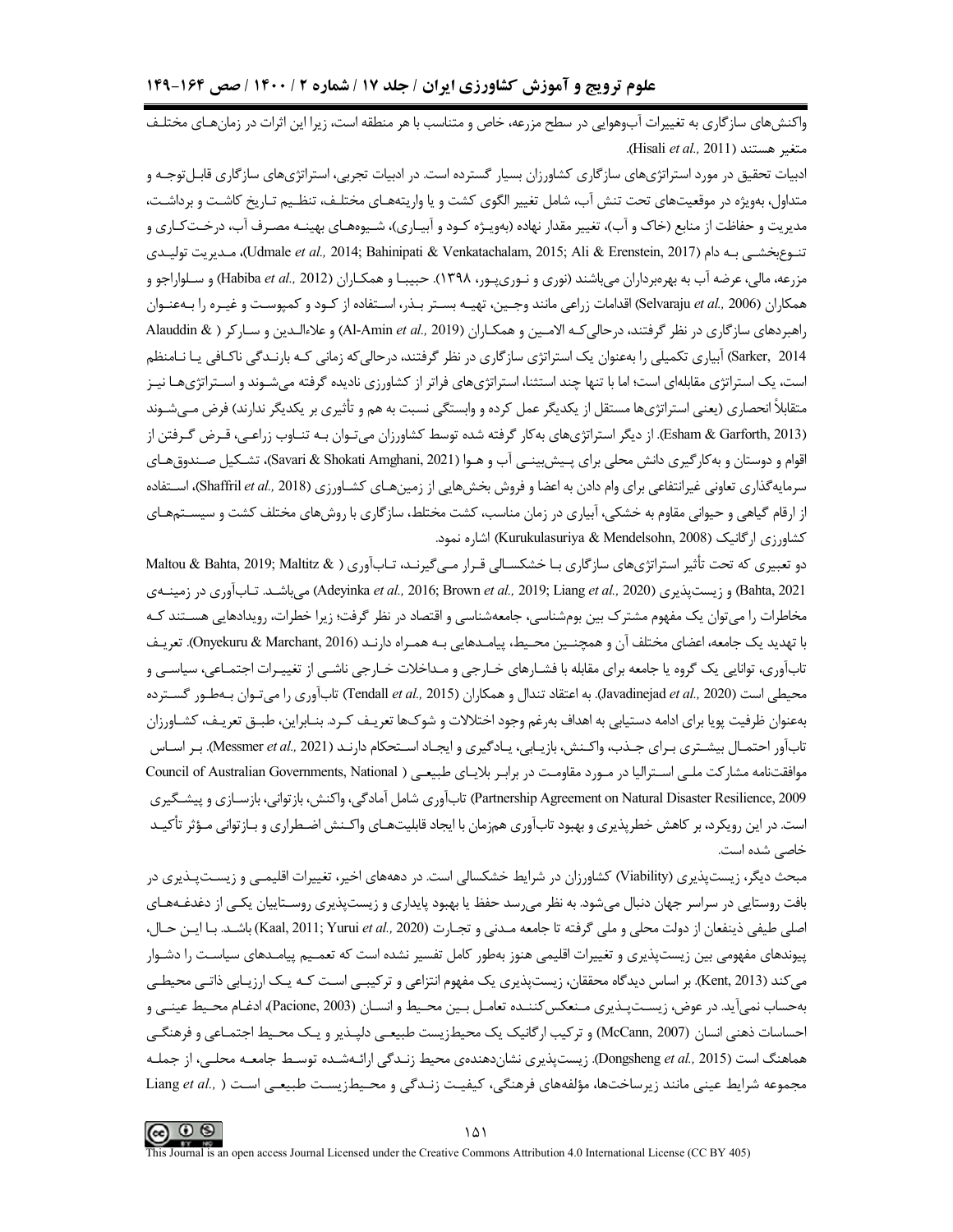واکنش‌های سازگاری به تغییرات آب‌وهوایی در سطح مزرعه، خاص و متناسب با هر منطقه است، زیرا این اثرات در زمان‌های مختلف متغیر هستند (Hisali *et al.,* 2011).

ادبیات تحقیق در مورد استراتژی‌های سازگاری کشاورزان بسیار گسترده است. در ادبیات تجربی، استراتژی‌های سازگاری قابل‌توجه و متداول، به‌ویژه در موقعیت‌های تحت تنش آب، شامل تغییر الگوی کشت و یا واریته‌های مختلف، تنظیم تاریخ کاشت و برداشت، مدیریت و حفاظت از منابع (خاک و آب)، تغییر مقدار نهاده (به‌ویژه کود و آبیاری)، شیوه‌های بهینه مصرف آب، درخت‌کاری و تنوع‌بخشی به دام (Udmale *et al.,* 2014; Bahinipati & Venkatachalam, 2015; Ali & Erenstein, 2017)، مدیریت تولیدی مزرعه، مالی، عرضه آب به بهره‌برداران می‌باشند (نوری و نوری‌پور، ۱۳۹۸). حبیبا و همکاران (Habiba *et al.,* 2012) و سلواراجو و همکاران (Selvaraju *et al.,* 2006) اقدامات زراعی مانند وجین، تهیه بستر بذر، استفاده از کود و کمپوست و غیره را به‌عنوان راهبردهای سازگاری در نظر گرفتند، درحالی‌که الامین و همکاران (Al-Amin *et al.,* 2019) و علاءالدین و سارکر (Alauddin & Sarker, 2014) آبیاری تکمیلی را به‌عنوان یک استراتژی سازگاری در نظر گرفتند، درحالی‌که زمانی که بارندگی ناکافی یا نامنظم است، یک استراتژی مقابله‌ای است؛ اما با تنها چند استثنا، استراتژی‌های فراتر از کشاورزی نادیده گرفته می‌شوند و استراتژی‌ها نیز متقابلاً انحصاری (یعنی استراتژی‌ها مستقل از یکدیگر عمل کرده و وابستگی نسبت به هم و تأثیری بر یکدیگر ندارند) فرض می‌شوند (Esham & Garforth, 2013). از دیگر استراتژی‌های به‌کار گرفته شده توسط کشاورزان می‌توان به تناوب زراعی، قرض گرفتن از اقوام و دوستان و به‌کارگیری دانش محلی برای پیش‌بینی آب و هوا (Savari & Shokati Amghani, 2021)، تشکیل صندوق‌های سرمایه‌گذاری تعاونی غیرانتفاعی برای وام دادن به اعضا و فروش بخش‌هایی از زمین‌های کشاورزی (Shaffril *et al.,* 2018)، استفاده از ارقام گیاهی و حیوانی مقاوم به خشکی، آبیاری در زمان مناسب، کشت مختلط، سازگاری با روش‌های مختلف کشت و سیستم‌های کشاورزی ارگانیک (Kurukulasuriya & Mendelsohn, 2008) اشاره نمود.

دو تعبیری که تحت تأثیر استراتژی‌های سازگاری با خشکسالی قرار می‌گیرند، تاب‌آوری (Maltou & Bahta, 2019; Maltitz & Bahta, 2021) و زیست‌پذیری (Adeyinka *et al.,* 2016; Brown *et al.,* 2019; Liang *et al.,* 2020) می‌باشد. تاب‌آوری در زمینه‌ی مخاطرات را می‌توان یک مفهوم مشترک بین بوم‌شناسی، جامعه‌شناسی و اقتصاد در نظر گرفت؛ زیرا خطرات، رویدادهایی هستند که با تهدید یک جامعه، اعضای مختلف آن و همچنین محیط، پیامدهایی به همراه دارند (Onyekuru & Marchant, 2016). تعریف تاب‌آوری، توانایی یک گروه یا جامعه برای مقابله با فشارهای خارجی و مداخلات خارجی ناشی از تغییرات اجتماعی، سیاسی و محیطی است (Javadinejad *et al.,* 2020). به اعتقاد تندال و همکاران (Tendall *et al.,* 2015) تاب‌آوری را می‌توان به‌طور گسترده به‌عنوان ظرفیت پویا برای ادامه دستیابی به اهداف به‌رغم وجود اختلالات و شوک‌ها تعریف کرد. بنابراین، طبق تعریف، کشاورزان تاب‌آور احتمال بیشتری برای جذب، واکنش، بازیابی، یادگیری و ایجاد استحکام دارند (Messmer *et al.,* 2021). بر اساس موافقت‌نامه مشارکت ملی استرالیا در مورد مقاومت در برابر بلایای طبیعی (Council of Australian Governments, National Partnership Agreement on Natural Disaster Resilience, 2009) تاب‌آوری شامل آمادگی، واکنش، بازتوانی، بازسازی و پیشگیری است. در این رویکرد، بر کاهش خطرپذیری و بهبود تاب‌آوری هم‌زمان با ایجاد قابلیت‌های واکنش اضطراری و بازتوانی مؤثر تأکید خاصی شده است.

مبحث دیگر، زیست‌پذیری (Viability) کشاورزان در شرایط خشکسالی است. در دهه‌های اخیر، تغییرات اقلیمی و زیست‌پذیری در بافت روستایی در سراسر جهان دنبال می‌شود. به نظر می‌رسد حفظ یا بهبود پایداری و زیست‌پذیری روستاییان یکی از دغدغه‌های اصلی طیفی ذینفعان از دولت محلی و ملی گرفته تا جامعه مدنی و تجارت (Kaal, 2011; Yurui *et al.,* 2020) باشد. با این حال، پیوندهای مفهومی بین زیست‌پذیری و تغییرات اقلیمی هنوز به‌طور کامل تفسیر نشده است که تعمیم پیامدهای سیاست را دشوار می‌کند (Kent, 2013). بر اساس دیدگاه محققان، زیست‌پذیری یک مفهوم انتزاعی و ترکیبی است که یک ارزیابی ذاتی محیطی به‌حساب نمی‌آید. در عوض، زیست‌پذیری منعکس‌کننده تعامل بین محیط و انسان (Pacione, 2003)، ادغام محیط عینی و احساسات ذهنی انسان (McCann, 2007) و ترکیب ارگانیک یک محیط‌زیست طبیعی دلپذیر و یک محیط اجتماعی و فرهنگی هماهنگ است (Dongsheng *et al.,* 2015). زیست‌پذیری نشان‌دهنده‌ی محیط زندگی ارائه‌شده توسط جامعه محلی، از جمله مجموعه شرایط عینی مانند زیرساخت‌ها، مؤلفه‌های فرهنگی، کیفیت زندگی و محیط‌زیست طبیعی است (Liang *et al.,*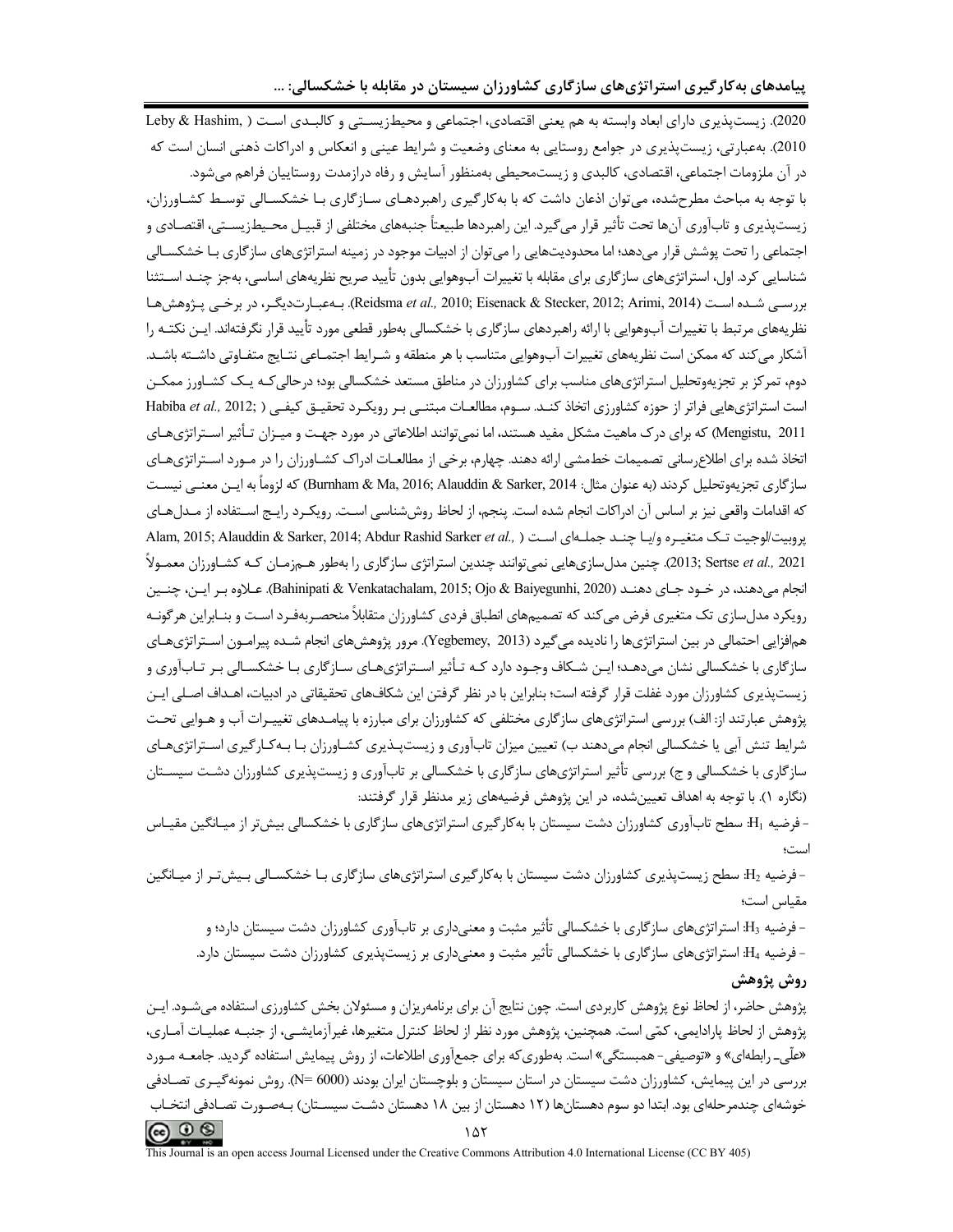2020). زیست‌پذیری دارای ابعاد وابسته به هم یعنی اقتصادی، اجتماعی و محیط‌زیستی و کالبدی است ( Leby & Hashim, 2010). به‌عبارتی، زیست‌پذیری در جوامع روستایی به معنای وضعیت و شرایط عینی و انعکاس و ادراکات ذهنی انسان است که در آن ملزومات اجتماعی، اقتصادی، کالبدی و زیست‌محیطی به‌منظور آسایش و رفاه درازمدت روستاییان فراهم می‌شود.

با توجه به مباحث مطرح‌شده، می‌توان اذعان داشت که با به‌کارگیری راهبردهای سازگاری با خشکسالی توسط کشاورزان، زیست‌پذیری و تاب‌آوری آن‌ها تحت تأثیر قرار می‌گیرد. این راهبردها طبیعتاً جنبه‌های مختلفی از قبیل محیط‌زیستی، اقتصادی و اجتماعی را تحت پوشش قرار می‌دهد؛ اما محدودیت‌هایی را می‌توان از ادبیات موجود در زمینه استراتژی‌های سازگاری با خشکسالی شناسایی کرد. اول، استراتژی‌های سازگاری برای مقابله با تغییرات آب‌وهوایی بدون تأیید صریح نظریه‌های اساسی، به‌جز چند استثنا بررسی شده است (Reidsma *et al.,* 2010; Eisenack & Stecker, 2012; Arimi, 2014). به‌عبارت‌دیگر، در برخی پژوهش‌ها نظریه‌های مرتبط با تغییرات آب‌وهوایی با ارائه راهبردهای سازگاری با خشکسالی به‌طور قطعی مورد تأیید قرار نگرفته‌اند. این نکته را آشکار می‌کند که ممکن است نظریه‌های تغییرات آب‌وهوایی متناسب با هر منطقه و شرایط اجتماعی نتایج متفاوتی داشته باشد. دوم، تمرکز بر تجزیه‌وتحلیل استراتژی‌های مناسب برای کشاورزان در مناطق مستعد خشکسالی بود؛ درحالی‌که یک کشاورز ممکن است استراتژی‌هایی فراتر از حوزه کشاورزی اتخاذ کند. سوم، مطالعات مبتنی بر رویکرد تحقیق کیفی ( Habiba *et al.,* 2012; Mengistu, 2011) که برای درک ماهیت مشکل مفید هستند، اما نمی‌توانند اطلاعاتی در مورد جهت و میزان تأثیر استراتژی‌های اتخاذ شده برای اطلاع‌رسانی تصمیمات خط‌مشی ارائه دهند. چهارم، برخی از مطالعات ادراک کشاورزان را در مورد استراتژی‌های سازگاری تجزیه‌وتحلیل کردند (به عنوان مثال: Burnham & Ma, 2016; Alauddin & Sarker, 2014) که لزوماً به این معنی نیست که اقدامات واقعی نیز بر اساس آن ادراکات انجام شده است. پنجم، از لحاظ روش‌شناسی است. رویکرد رایج استفاده از مدل‌های پروبیت/لوجیت تک متغیره و/یا چند جمله‌ای است ( Alam, 2015; Alauddin & Sarker, 2014; Abdur Rashid Sarker *et al.,* 2013; Sertse *et al.,* 2021). چنین مدل‌سازی‌هایی نمی‌توانند چندین استراتژی سازگاری را به‌طور هم‌زمان که کشاورزان معمولاً انجام می‌دهند، در خود جای دهند (Bahinipati & Venkatachalam, 2015; Ojo & Baiyegunhi, 2020). علاوه بر این، چنین رویکرد مدل‌سازی تک متغیری فرض می‌کند که تصمیم‌های انطباق فردی کشاورزان متقابلاً منحصربه‌فرد است و بنابراین هرگونه هم‌افزایی احتمالی در بین استراتژی‌ها را نادیده می‌گیرد (Yegbemey, 2013). مرور پژوهش‌های انجام شده پیرامون استراتژی‌های سازگاری با خشکسالی نشان می‌دهد؛ این شکاف وجود دارد که تأثیر استراتژی‌های سازگاری با خشکسالی بر تاب‌آوری و زیست‌پذیری کشاورزان مورد غفلت قرار گرفته است؛ بنابراین با در نظر گرفتن این شکاف‌های تحقیقاتی در ادبیات، اهداف اصلی این پژوهش عبارتند از: الف) بررسی استراتژی‌های سازگاری مختلفی که کشاورزان برای مبارزه با پیامدهای تغییرات آب و هوایی تحت شرایط تنش آبی یا خشکسالی انجام می‌دهند ب) تعیین میزان تاب‌آوری و زیست‌پذیری کشاورزان با به‌کارگیری استراتژی‌های سازگاری با خشکسالی و ج) بررسی تأثیر استراتژی‌های سازگاری با خشکسالی بر تاب‌آوری و زیست‌پذیری کشاورزان دشت سیستان (نگاره ۱). با توجه به اهداف تعیین‌شده، در این پژوهش فرضیه‌های زیر مدنظر قرار گرفتند:

- فرضیه $H_1$: سطح تاب‌آوری کشاورزان دشت سیستان با به‌کارگیری استراتژی‌های سازگاری با خشکسالی بیش‌تر از میانگین مقیاس است؛
- فرضیه $H_2$: سطح زیست‌پذیری کشاورزان دشت سیستان با به‌کارگیری استراتژی‌های سازگاری با خشکسالی بیش‌تر از میانگین مقیاس است؛
- فرضیه $H_3$: استراتژی‌های سازگاری با خشکسالی تأثیر مثبت و معنی‌داری بر تاب‌آوری کشاورزان دشت سیستان دارد؛ و
- فرضیه $H_4$: استراتژی‌های سازگاری با خشکسالی تأثیر مثبت و معنی‌داری بر زیست‌پذیری کشاورزان دشت سیستان دارد.

## روش پژوهش

پژوهش حاضر، از لحاظ نوع پژوهش کاربردی است. چون نتایج آن برای برنامه‌ریزان و مسئولان بخش کشاورزی استفاده می‌شود. این پژوهش از لحاظ پارادایمی، کمّی است. همچنین، پژوهش مورد نظر از لحاظ کنترل متغیرها، غیرآزمایشی، از جنبه عملیات آماری، «علّی- رابطه‌ای» و «توصیفی- همبستگی» است. به‌طوری‌که برای جمع‌آوری اطلاعات، از روش پیمایش استفاده گردید. جامعه مورد بررسی در این پیمایش، کشاورزان دشت سیستان در استان سیستان و بلوچستان ایران بودند (N= 6000). روش نمونه‌گیری تصادفی خوشه‌ای چندمرحله‌ای بود. ابتدا دو سوم دهستان‌ها (۱۲ دهستان از بین ۱۸ دهستان دشت سیستان) به‌صورت تصادفی انتخاب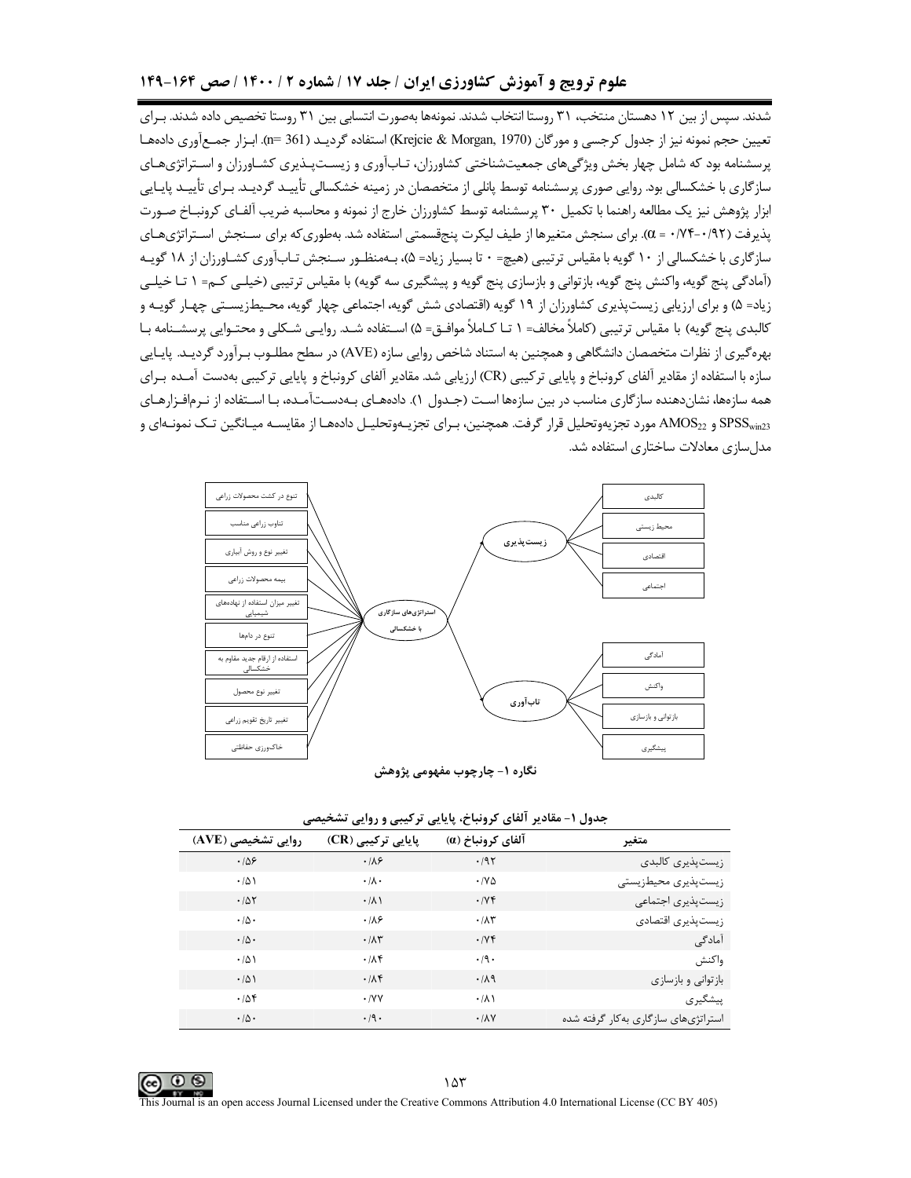شدند. سپس از بین ۱۲ دهستان منتخب، ۳۱ روستا انتخاب شدند. نمونه‌ها به‌صورت انتسابی بین ۳۱ روستا تخصیص داده شدند. برای تعیین حجم نمونه نیز از جدول کرجسی و مورگان (Krejcie & Morgan, 1970) (n= 361) استفاده گردید. ابزار جمع‌آوری داده‌ها پرسشنامه بود که شامل چهار بخش ویژگی‌های جمعیت‌شناختی کشاورزان، تاب‌آوری و زیست‌پذیری کشاورزان و استراتژی‌های سازگاری با خشکسالی بود. روایی صوری پرسشنامه توسط پانلی از متخصصان در زمینه خشکسالی تأیید گردید. برای تأیید پایایی ابزار پژوهش نیز یک مطالعه راهنما با تکمیل ۳۰ پرسشنامه توسط کشاورزان خارج از نمونه و محاسبه ضریب آلفای کرونباخ صورت پذیرفت (α = ۰/۷۴-۰/۹۲). برای سنجش متغیرها از طیف لیکرت پنج‌قسمتی استفاده شد. به‌طوری‌که برای سنجش استراتژی‌های سازگاری با خشکسالی از ۱۰ گویه با مقیاس ترتیبی (هیچ= ۰ تا بسیار زیاد= ۵)، به‌منظور سنجش تاب‌آوری کشاورزان از ۱۸ گویه (آمادگی پنج گویه، واکنش پنج گویه، بازتوانی و بازسازی پنج گویه و پیشگیری سه گویه) با مقیاس ترتیبی (خیلی کم= ۱ تا خیلی زیاد= ۵) و برای ارزیابی زیست‌پذیری کشاورزان از ۱۹ گویه (اقتصادی شش گویه، اجتماعی چهار گویه، محیط‌زیستی چهار گویه و کالبدی پنج گویه) با مقیاس ترتیبی (کاملاً مخالف= ۱ تا کاملاً موافق= ۵) استفاده شد. روایی شکلی و محتوایی پرسشنامه با بهره‌گیری از نظرات متخصصان دانشگاهی و همچنین به استناد شاخص روایی سازه (AVE) در سطح مطلوب برآورد گردید. پایایی سازه با استفاده از مقادیر آلفای کرونباخ و پایایی ترکیبی (CR) ارزیابی شد. مقادیر آلفای کرونباخ و پایایی ترکیبی به‌دست آمده برای همه سازه‌ها، نشان‌دهنده سازگاری مناسب در بین سازه‌ها است (جدول ۱). داده‌های به‌دست‌آمده، با استفاده از نرم‌افزارهای $SPSS_{win23}$ و $AMOS_{22}$ مورد تجزیه‌وتحلیل قرار گرفت. همچنین، برای تجزیه‌وتحلیل داده‌ها از مقایسه میانگین تک نمونه‌ای و مدل‌سازی معادلات ساختاری استفاده شد.

تنوع در کشت محصولات زراعی
تناوب زراعی مناسب
تغییر نوع و روش آبیاری
بیمه محصولات زراعی
تغییر میزان استفاده از نهاده‌های شیمیایی
تنوع در دام‌ها
استفاده از ارقام جدید مقاوم به خشکسالی
تغییر نوع محصول
تغییر تاریخ تقویم زراعی
خاک‌ورزی حفاظتی

استراتژی‌های سازگاری با خشکسالی

زیست‌پذیری: کالبدی، محیط زیستی، اقتصادی، اجتماعی

تاب‌آوری: آمادگی، واکنش، بازتوانی و بازسازی، پیشگیری

**نگاره ۱- چارچوب مفهومی پژوهش**

**جدول ۱- مقادیر آلفای کرونباخ، پایایی ترکیبی و روایی تشخیصی**

| متغیر | آلفای کرونباخ (α) | پایایی ترکیبی (CR) | روایی تشخیصی (AVE) |
|---|---|---|---|
| زیست‌پذیری کالبدی | ۰/۹۲ | ۰/۸۶ | ۰/۵۶ |
| زیست‌پذیری محیط‌زیستی | ۰/۷۵ | ۰/۸۰ | ۰/۵۱ |
| زیست‌پذیری اجتماعی | ۰/۷۴ | ۰/۸۱ | ۰/۵۲ |
| زیست‌پذیری اقتصادی | ۰/۸۳ | ۰/۸۶ | ۰/۵۰ |
| آمادگی | ۰/۷۴ | ۰/۸۳ | ۰/۵۰ |
| واکنش | ۰/۹۰ | ۰/۸۴ | ۰/۵۱ |
| بازتوانی و بازسازی | ۰/۸۹ | ۰/۸۴ | ۰/۵۱ |
| پیشگیری | ۰/۸۱ | ۰/۷۷ | ۰/۵۴ |
| استراتژی‌های سازگاری به‌کار گرفته شده | ۰/۸۷ | ۰/۹۰ | ۰/۵۰ |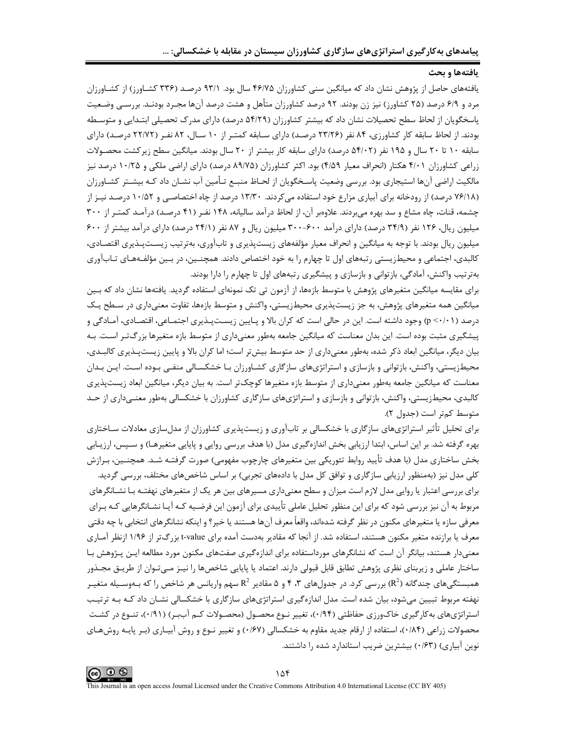### یافته‌ها و بحث

یافته‌های حاصل از پژوهش نشان داد که میانگین سنی کشاورزان ۴۶/۷۵ سال بود. ۹۳/۱ درصد (۳۳۶ کشاورز) از کشاورزان مرد و ۶/۹ درصد (۲۵ کشاورز) نیز زن بودند. ۹۲ درصد کشاورزان متأهل و هشت درصد آن‌ها مجرد بودند. بررسی وضعیت پاسخگویان از لحاظ سطح تحصیلات نشان داد که بیشتر کشاورزان (۵۴/۲۹ درصد) دارای مدرک تحصیلی ابتدایی و متوسطه بودند. از لحاظ سابقه کار کشاورزی، ۸۴ نفر (۲۳/۲۶ درصد) دارای سابقه کمتر از ۱۰ سال، ۸۲ نفر (۲۲/۷۲ درصد) دارای سابقه ۱۰ تا ۲۰ سال و ۱۹۵ نفر (۵۴/۰۲ درصد) دارای سابقه کار بیشتر از ۲۰ سال بودند. میانگین سطح زیرکشت محصولات زراعی کشاورزان ۴/۰۱ هکتار (انحراف معیار ۴/۵۹) بود. اکثر کشاورزان (۸۹/۷۵ درصد) دارای اراضی ملکی و ۱۰/۲۵ درصد نیز مالکیت اراضی آن‌ها استیجاری بود. بررسی وضعیت پاسخگویان از لحاظ منبع تأمین آب نشان داد که بیشتر کشاورزان (۷۶/۱۸ درصد) از رودخانه برای آبیاری مزارع خود استفاده می‌کردند. ۱۳/۳۰ درصد از چاه اختصاصی و ۱۰/۵۲ درصد نیز از چشمه، قنات، چاه مشاع و سد بهره می‌بردند. علاوه‌بر آن، از لحاظ درآمد سالیانه، ۱۴۸ نفر (۴۱ درصد) درآمد کمتر از ۳۰۰ میلیون ریال، ۱۲۶ نفر (۳۴/۹ درصد) دارای درآمد ۶۰۰-۳۰۰ میلیون ریال و ۸۷ نفر (۲۴/۱ درصد) دارای درآمد بیشتر از ۶۰۰ میلیون ریال بودند. با توجه به میانگین و انحراف معیار مؤلفه‌های زیست‌پذیری و تاب‌آوری، به‌ترتیب زیست‌پذیری اقتصادی، کالبدی، اجتماعی و محیط‌زیستی رتبه‌های اول تا چهارم را به خود اختصاص دادند. همچنین، در بین مؤلفه‌های تاب‌آوری به‌ترتیب واکنش، آمادگی، بازتوانی و بازسازی و پیشگیری رتبه‌های اول تا چهارم را دارا بودند.

برای مقایسه میانگین متغیرهای پژوهش با متوسط بازه‌ها، از آزمون تی تک نمونه‌ای استفاده گردید. یافته‌ها نشان داد که بین میانگین همه متغیرهای پژوهش، به جز زیست‌پذیری محیط‌زیستی، واکنش و متوسط بازه‌ها، تفاوت معنی‌داری در سطح یک درصد ($p < ۰/۰۱$) وجود داشته است. این در حالی است که کران بالا و پایین زیست‌پذیری اجتماعی، اقتصادی، آمادگی و پیشگیری مثبت بوده است. این بدان معناست که میانگین جامعه به‌طور معنی‌داری از متوسط بازه متغیرها بزرگ‌تر است. به بیان دیگر، میانگین ابعاد ذکر شده، به‌طور معنی‌داری از حد متوسط بیش‌تر است؛ اما کران بالا و پایین زیست‌پذیری کالبدی، محیط‌زیستی، واکنش، بازتوانی و بازسازی و استراتژی‌های سازگاری کشاورزان با خشکسالی منفی بوده است. این بدان معناست که میانگین جامعه به‌طور معنی‌داری از متوسط بازه متغیرها کوچک‌تر است. به بیان دیگر، میانگین ابعاد زیست‌پذیری کالبدی، محیط‌زیستی، واکنش، بازتوانی و بازسازی و استراتژی‌های سازگاری کشاورزان با خشکسالی به‌طور معنی‌داری از حد متوسط کم‌تر است (جدول ۲).

برای تحلیل تأثیر استراتژی‌های سازگاری با خشکسالی بر تاب‌آوری و زیست‌پذیری کشاورزان از مدل‌سازی معادلات ساختاری بهره گرفته شد. بر این اساس، ابتدا ارزیابی بخش اندازه‌گیری مدل (با هدف بررسی روایی و پایایی متغیرها) و سپس، ارزیابی بخش ساختاری مدل (با هدف تأیید روابط تئوریکی بین متغیرهای چارچوب مفهومی) صورت گرفته شد. همچنین، برازش کلی مدل نیز (به‌منظور ارزیابی سازگاری و توافق کل مدل با داده‌های تجربی) بر اساس شاخص‌های مختلف، بررسی گردید.

برای بررسی اعتبار یا روایی مدل لازم است میزان و سطح معنی‌داری مسیرهای بین هر یک از متغیرهای نهفته با نشانگرهای مربوط به آن نیز بررسی شود که برای این منظور تحلیل عاملی تأییدی برای آزمون این فرضیه که آیا نشانگرهایی که برای معرفی سازه یا متغیرهای مکنون در نظر گرفته شده‌اند، واقعاً معرف آن‌ها هستند یا خیر؟ و اینکه نشانگرهای انتخابی با چه دقتی معرف یا برازنده متغیر مکنون هستند، استفاده شد. از آنجا که مقادیر به‌دست آمده برای t-value بزرگ‌تر از ۱/۹۶ ازنظر آماری معنی‌دار هستند، بیانگر آن است که نشانگرهای مورداستفاده برای اندازه‌گیری صفت‌های مکنون مورد مطالعه این پژوهش با ساختار عاملی و زیربنای نظری پژوهش تطابق قابل قبولی دارند. اعتماد یا پایایی شاخص‌ها را نیز می‌توان از طریق مجذور همبستگی‌های چندگانه ($R^2$) بررسی کرد. در جدول‌های ۳، ۴ و ۵ مقادیر $R^2$ سهم واریانس هر شاخص را که به‌وسیله متغیر نهفته مربوط تبیین می‌شود، بیان شده است. مدل اندازه‌گیری استراتژی‌های سازگاری با خشکسالی نشان داد که به ترتیب استراتژی‌های به‌کارگیری خاک‌ورزی حفاظتی (۰/۹۴)، تغییر نوع محصول (محصولات کم آب‌بر) (۰/۹۱)، تنوع در کشت محصولات زراعی (۰/۸۴)، استفاده از ارقام جدید مقاوم به خشکسالی (۰/۶۷) و تغییر نوع و روش آبیاری (بر پایه روش‌های نوین آبیاری) (۰/۶۳) بیشترین ضریب استاندارد شده را داشتند.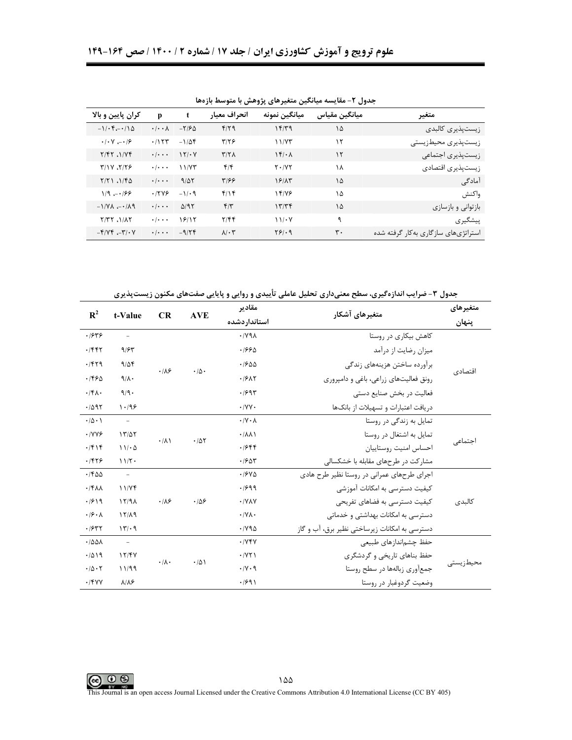جدول ۲- مقایسه میانگین متغیرهای پژوهش با متوسط بازه‌ها

| متغیر | میانگین مقیاس | میانگین نمونه | انحراف معیار | t | p | کران پایین و بالا |
|---|---|---|---|---|---|---|
| زیست‌پذیری کالبدی | ۱۵ | ۱۴/۳۹ | ۴/۲۹ | -۲/۶۵ | ۰/۰۰۸ | -۱/۰۴،-۰/۱۵ |
| زیست‌پذیری محیط‌زیستی | ۱۲ | ۱۱/۷۳ | ۳/۲۶ | -۱/۵۴ | ۰/۱۲۳ | ۰/۰۷ ،-۰/۶ |
| زیست‌پذیری اجتماعی | ۱۲ | ۱۴/۰۸ | ۳/۲۸ | ۱۲/۰۷ | ۰/۰۰۰ | ۲/۴۲ ،۱/۷۴ |
| زیست‌پذیری اقتصادی | ۱۸ | ۲۰/۷۲ | ۴/۴ | ۱۱/۷۳ | ۰/۰۰۰ | ۳/۱۷ ،۲/۲۶ |
| آمادگی | ۱۵ | ۱۶/۸۳ | ۳/۶۶ | ۹/۵۲ | ۰/۰۰۰ | ۲/۲۱ ،۱/۴۵ |
| واکنش | ۱۵ | ۱۴/۷۶ | ۴/۱۴ | -۱/۰۹ | ۰/۲۷۶ | ۱/۹ ،-۰/۶۶ |
| بازتوانی و بازسازی | ۱۵ | ۱۳/۳۴ | ۴/۳ | ۵/۹۲ | ۰/۰۰۰ | -۱/۷۸ ،-۰/۸۹ |
| پیشگیری | ۹ | ۱۱/۰۷ | ۲/۴۴ | ۱۶/۱۲ | ۰/۰۰۰ | ۲/۳۲ ،۱/۸۲ |
| استراتژی‌های سازگاری به‌کار گرفته شده | ۳۰ | ۲۶/۰۹ | ۸/۰۳ | -۹/۲۴ | ۰/۰۰۰ | -۴/۷۴ ،-۳/۰۷ |

جدول ۳- ضرایب اندازه‌گیری، سطح معنی‌داری تحلیل عاملی تأییدی و روایی و پایایی صفت‌های مکنون زیست‌پذیری

| متغیرهای پنهان | متغیرهای آشکار | مقادیر استانداردشده | AVE | CR | t-Value | $R^2$ |
|---|---|---|---|---|---|---|
| اقتصادی | کاهش بیکاری در روستا | ۰/۷۹۸ | ۰/۵۰ | ۰/۸۶ | - | ۰/۶۳۶ |
| | میزان رضایت از درآمد | ۰/۶۶۵ | | | ۹/۶۳ | ۰/۴۴۲ |
| | برآورده ساختن هزینه‌های زندگی | ۰/۶۵۵ | | | ۹/۵۴ | ۰/۴۲۹ |
| | رونق فعالیت‌های زراعی، باغی و دامپروری | ۰/۶۸۲ | | | ۹/۸۰ | ۰/۴۶۵ |
| | فعالیت در بخش صنایع دستی | ۰/۶۹۳ | | | ۹/۹۰ | ۰/۴۸۰ |
| | دریافت اعتبارات و تسهیلات از بانک‌ها | ۰/۷۷۰ | | | ۱۰/۹۶ | ۰/۵۹۲ |
| اجتماعی | تمایل به زندگی در روستا | ۰/۷۰۸ | ۰/۵۲ | ۰/۸۱ | - | ۰/۵۰۱ |
| | تمایل به اشتغال در روستا | ۰/۸۸۱ | | | ۱۳/۵۲ | ۰/۷۷۶ |
| | احساس امنیت روستاییان | ۰/۶۴۴ | | | ۱۱/۰۵ | ۰/۴۱۴ |
| | مشارکت در طرح‌های مقابله با خشکسالی | ۰/۶۵۳ | | | ۱۱/۲۰ | ۰/۴۲۶ |
| کالبدی | اجرای طرح‌های عمرانی در روستا نظیر طرح هادی | ۰/۶۷۵ | ۰/۵۶ | ۰/۸۶ | - | ۰/۴۵۵ |
| | کیفیت دسترسی به امکانات آموزشی | ۰/۶۹۹ | | | ۱۱/۷۴ | ۰/۴۸۸ |
| | کیفیت دسترسی به فضاهای تفریحی | ۰/۷۸۷ | | | ۱۲/۹۸ | ۰/۶۱۹ |
| | دسترسی به امکانات بهداشتی و خدماتی | ۰/۷۸۰ | | | ۱۲/۸۹ | ۰/۶۰۸ |
| | دسترسی به امکانات زیرساختی نظیر برق، آب و گاز | ۰/۷۹۵ | | | ۱۳/۰۹ | ۰/۶۳۲ |
| محیط‌زیستی | حفظ چشم‌اندازهای طبیعی | ۰/۷۴۷ | ۰/۵۱ | ۰/۸۰ | - | ۰/۵۵۸ |
| | حفظ بناهای تاریخی و گردشگری | ۰/۷۲۱ | | | ۱۲/۴۷ | ۰/۵۱۹ |
| | جمع‌آوری زباله‌ها در سطح روستا | ۰/۷۰۹ | | | ۱۱/۹۹ | ۰/۵۰۲ |
| | وضعیت گردوغبار در روستا | ۰/۶۹۱ | | | ۸/۸۶ | ۰/۴۷۷ |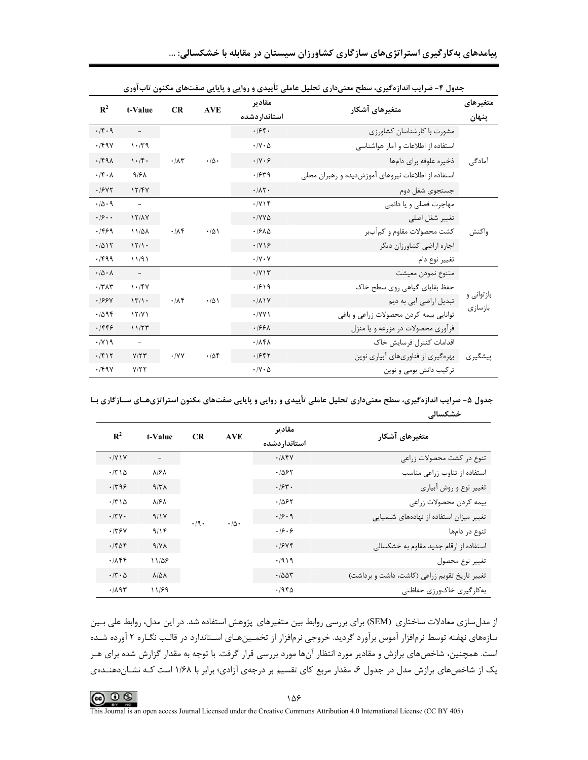جدول ۴- ضرایب اندازه‌گیری، سطح معنی‌داری تحلیل عاملی تأییدی و روایی و پایایی صفت‌های مکنون تاب‌آوری

| متغیرهای پنهان | متغیرهای آشکار | مقادیر استانداردشده | AVE | CR | t-Value | $R^2$ |
|---|---|---|---|---|---|---|
| آمادگی | مشورت با کارشناسان کشاورزی | ۰/۶۴۰ | ۰/۵۰ | ۰/۸۳ | – | ۰/۴۰۹ |
| | استفاده از اطلاعات و آمار هواشناسی | ۰/۷۰۵ | | | ۱۰/۳۹ | ۰/۴۹۷ |
| | ذخیره علوفه برای دام‌ها | ۰/۷۰۶ | | | ۱۰/۴۰ | ۰/۴۹۸ |
| | استفاده از اطلاعات نیروهای آموزش‌دیده و رهبران محلی | ۰/۶۳۹ | | | ۹/۶۸ | ۰/۴۰۸ |
| | جستجوی شغل دوم | ۰/۸۲۰ | | | ۱۲/۴۷ | ۰/۶۷۲ |
| واکنش | مهاجرت فصلی و یا دائمی | ۰/۷۱۴ | ۰/۵۱ | ۰/۸۴ | – | ۰/۵۰۹ |
| | تغییر شغل اصلی | ۰/۷۷۵ | | | ۱۲/۸۷ | ۰/۶۰۰ |
| | کشت محصولات مقاوم و کم‌آب‌بر | ۰/۶۸۵ | | | ۱۱/۵۸ | ۰/۴۶۹ |
| | اجاره اراضی کشاورزان دیگر | ۰/۷۱۶ | | | ۱۲/۱۰ | ۰/۵۱۲ |
| | تغییر نوع دام | ۰/۷۰۷ | | | ۱۱/۹۱ | ۰/۴۹۹ |
| بازتوانی و بازسازی | متنوع نمودن معیشت | ۰/۷۱۳ | ۰/۵۱ | ۰/۸۴ | – | ۰/۵۰۸ |
| | حفظ بقایای گیاهی روی سطح خاک | ۰/۶۱۹ | | | ۱۰/۴۷ | ۰/۳۸۳ |
| | تبدیل اراضی آبی به دیم | ۰/۸۱۷ | | | ۱۳/۱۰ | ۰/۶۶۷ |
| | توانایی بیمه کردن محصولات زراعی و باغی | ۰/۷۷۱ | | | ۱۲/۷۱ | ۰/۵۹۴ |
| | فرآوری محصولات در مزرعه و یا منزل | ۰/۶۶۸ | | | ۱۱/۲۳ | ۰/۴۴۶ |
| پیشگیری | اقدامات کنترل فرسایش خاک | ۰/۸۴۸ | ۰/۵۴ | ۰/۷۷ | – | ۰/۷۱۹ |
| | بهره‌گیری از فناوری‌های آبیاری نوین | ۰/۶۴۲ | | | ۷/۲۳ | ۰/۴۱۲ |
| | ترکیب دانش بومی و نوین | ۰/۷۰۵ | | | ۷/۲۲ | ۰/۴۹۷ |

جدول ۵- ضرایب اندازه‌گیری، سطح معنی‌داری تحلیل عاملی تأییدی و روایی و پایایی صفت‌های مکنون استراتژی‌های سازگاری با خشکسالی

| متغیرهای آشکار | مقادیر استانداردشده | AVE | CR | t-Value | $R^2$ |
|---|---|---|---|---|---|
| تنوع در کشت محصولات زراعی | ۰/۸۴۷ | ۰/۵۰ | ۰/۹۰ | – | ۰/۷۱۷ |
| استفاده از تناوب زراعی مناسب | ۰/۵۶۲ | | | ۸/۶۸ | ۰/۳۱۵ |
| تغییر نوع و روش آبیاری | ۰/۶۳۰ | | | ۹/۳۸ | ۰/۳۹۶ |
| بیمه کردن محصولات زراعی | ۰/۵۶۲ | | | ۸/۶۸ | ۰/۳۱۵ |
| تغییر میزان استفاده از نهاده‌های شیمیایی | ۰/۶۰۹ | | | ۹/۱۷ | ۰/۳۷۰ |
| تنوع در دام‌ها | ۰/۶۰۶ | | | ۹/۱۴ | ۰/۳۶۷ |
| استفاده از ارقام جدید مقاوم به خشکسالی | ۰/۶۷۴ | | | ۹/۷۸ | ۰/۴۵۴ |
| تغییر نوع محصول | ۰/۹۱۹ | | | ۱۱/۵۶ | ۰/۸۴۴ |
| تغییر تاریخ تقویم زراعی (کاشت، داشت و برداشت) | ۰/۵۵۳ | | | ۸/۵۸ | ۰/۳۰۵ |
| به‌کارگیری خاک‌ورزی حفاظتی | ۰/۹۴۵ | | | ۱۱/۶۹ | ۰/۸۹۳ |

از مدل‌سازی معادلات ساختاری (SEM) برای بررسی روابط بین متغیرهای پژوهش استفاده شد. در این مدل، روابط علی بین سازه‌های نهفته توسط نرم‌افزار آموس برآورد گردید. خروجی نرم‌افزار از تخمین‌های استاندارد در قالب نگاره ۲ آورده شده است. همچنین، شاخص‌های برازش و مقادیر مورد انتظار آن‌ها مورد بررسی قرار گرفت. با توجه به مقدار گزارش شده برای هر یک از شاخص‌های برازش مدل در جدول ۶، مقدار مربع کای تقسیم بر درجه‌ی آزادی؛ برابر با ۱/۶۸ است که نشان‌دهنده‌ی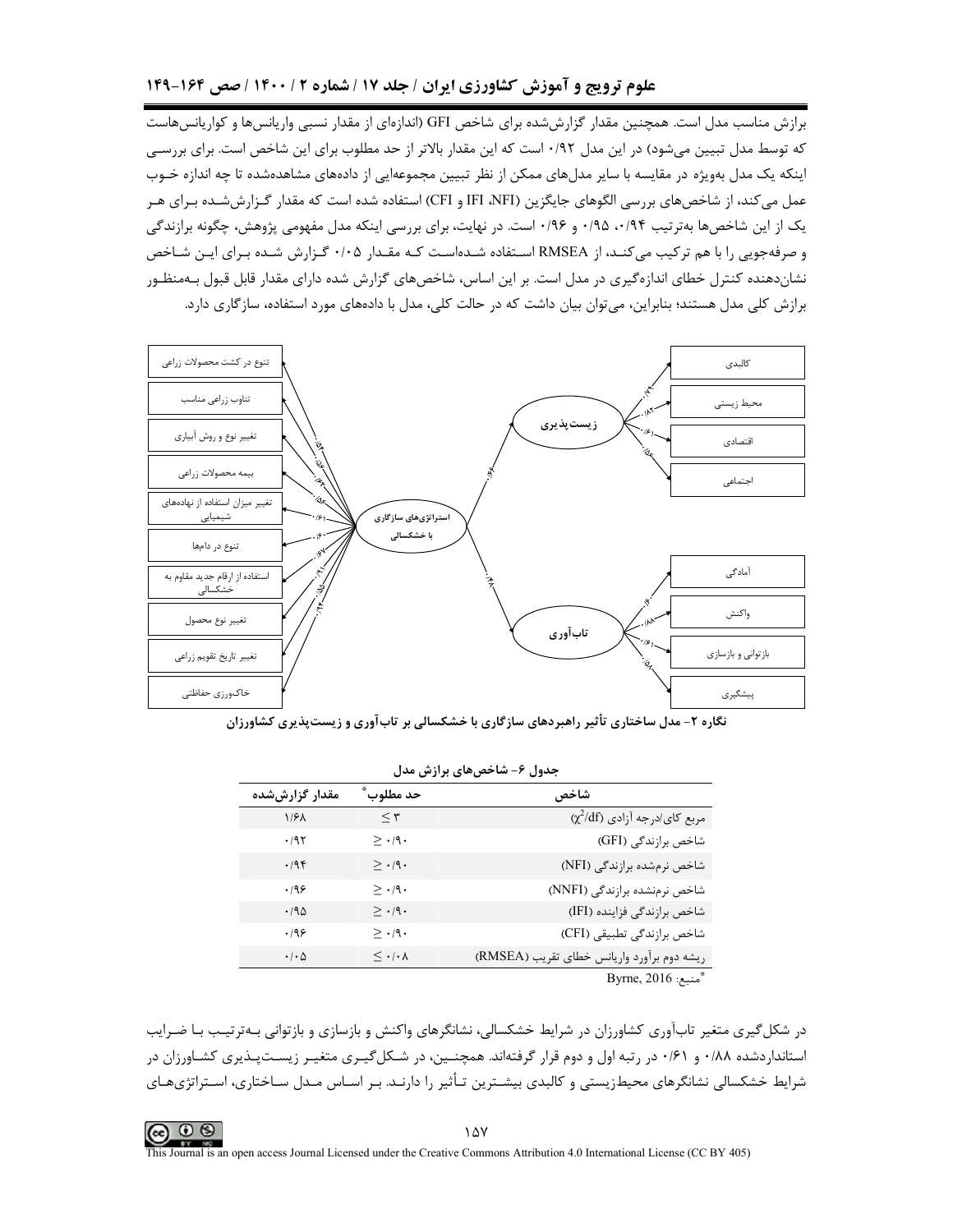برازش مناسب مدل است. همچنین مقدار گزارش‌شده برای شاخص GFI (اندازه‌ای از مقدار نسبی واریانس‌ها و کوواریانس‌هاست که توسط مدل تبیین می‌شود) در این مدل ۰/۹۲ است که این مقدار بالاتر از حد مطلوب برای این شاخص است. برای بررسی اینکه یک مدل بویژه در مقایسه با سایر مدل‌های ممکن از نظر تبیین مجموعه‌ایی از داده‌های مشاهده‌شده تا چه اندازه خوب عمل می‌کند، از شاخص‌های بررسی الگوهای جایگزین (NFI، IFI و CFI) استفاده شده است که مقدار گزارش‌شده برای هر یک از این شاخص‌ها به‌ترتیب ۰/۹۴، ۰/۹۵ و ۰/۹۶ است. در نهایت، برای بررسی اینکه مدل مفهومی پژوهش، چگونه برازندگی و صرفه‌جویی را با هم ترکیب می‌کند، از RMSEA استفاده شده‌است که مقدار ۰/۰۵ گزارش شده برای این شاخص نشان‌دهنده کنترل خطای اندازه‌گیری در مدل است. بر این اساس، شاخص‌های گزارش شده دارای مقدار قابل قبول به‌منظور برازش کلی مدل هستند؛ بنابراین، می‌توان بیان داشت که در حالت کلی، مدل با داده‌های مورد استفاده، سازگاری دارد.

**نگاره ۲- مدل ساختاری تأثیر راهبردهای سازگاری با خشکسالی بر تاب‌آوری و زیست‌پذیری کشاورزان**

**جدول ۶- شاخص‌های برازش مدل**

| شاخص | حد مطلوب* | مقدار گزارش‌شده |
| --- | --- | --- |
| مربع کای/درجه آزادی ($\chi^2$/df) | $\leq$ ۳ | ۱/۶۸ |
| شاخص برازندگی (GFI) | $\geq$ ۰/۹۰ | ۰/۹۲ |
| شاخص نرم‌شده برازندگی (NFI) | $\geq$ ۰/۹۰ | ۰/۹۴ |
| شاخص نرم‌نشده برازندگی (NNFI) | $\geq$ ۰/۹۰ | ۰/۹۶ |
| شاخص برازندگی فزاینده (IFI) | $\geq$ ۰/۹۰ | ۰/۹۵ |
| شاخص برازندگی تطبیقی (CFI) | $\geq$ ۰/۹۰ | ۰/۹۶ |
| ریشه دوم برآورد واریانس خطای تقریب (RMSEA) | $\leq$ ۰/۰۸ | ۰/۰۵ |

*منبع: Byrne, 2016

در شکل‌گیری متغیر تاب‌آوری کشاورزان در شرایط خشکسالی، نشانگرهای واکنش و بازسازی و بازتوانی به‌ترتیب با ضرایب استانداردشده ۰/۸۸ و ۰/۶۱ در رتبه اول و دوم قرار گرفته‌اند. همچنین، در شکل‌گیری متغیر زیست‌پذیری کشاورزان در شرایط خشکسالی نشانگرهای محیط‌زیستی و کالبدی بیشترین تأثیر را دارند. بر اساس مدل ساختاری، استراتژی‌های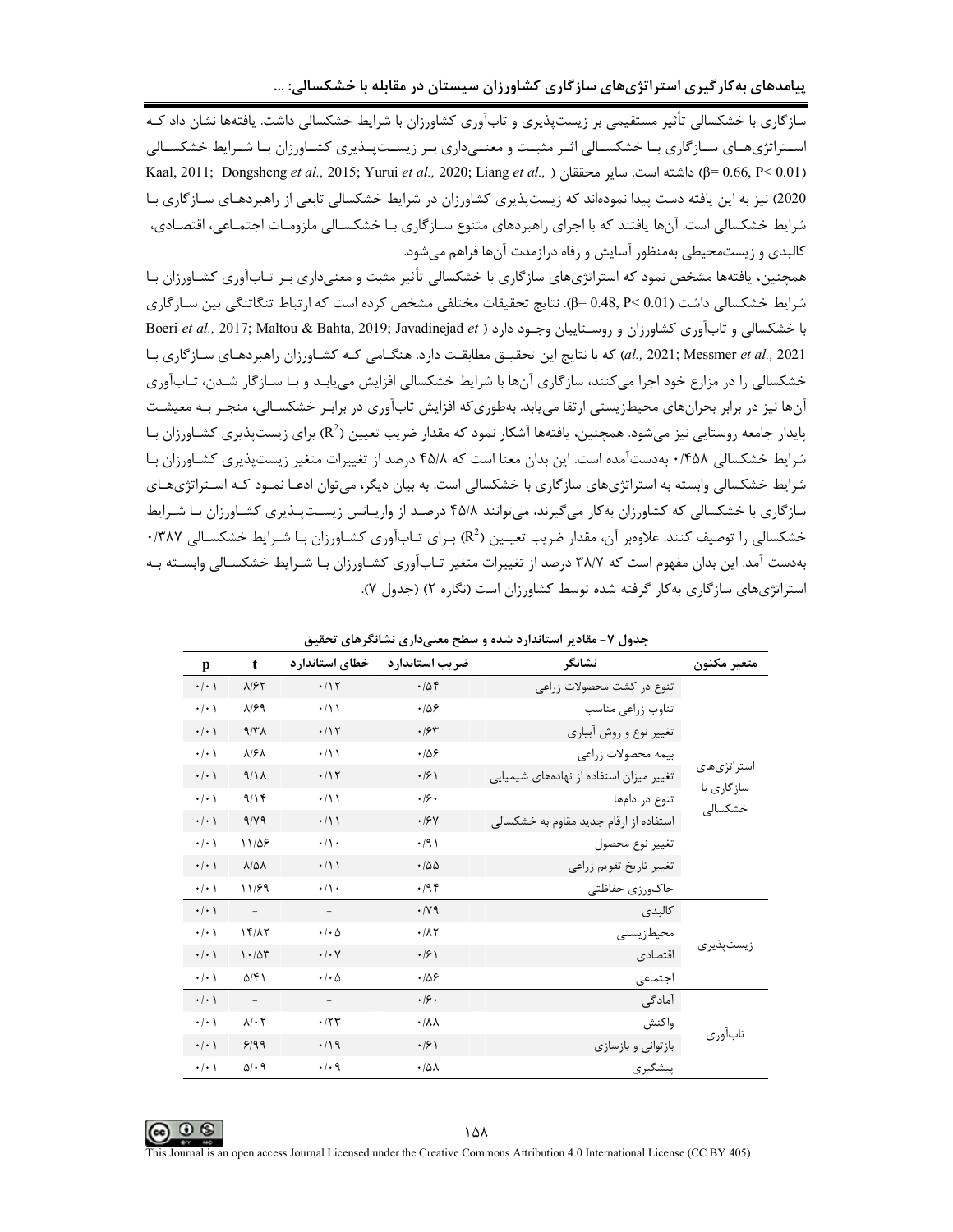سازگاری با خشکسالی تأثیر مستقیمی بر زیست‌پذیری و تاب‌آوری کشاورزان با شرایط خشکسالی داشت. یافته‌ها نشان داد که استراتژی‌های سازگاری با خشکسالی اثر مثبت و معنی‌داری بر زیست‌پذیری کشاورزان با شرایط خشکسالی ($\beta= 0.66, P< 0.01$) داشته است. سایر محققان (Kaal, 2011; Dongsheng *et al.,* 2015; Yurui *et al.,* 2020; Liang *et al.,* 2020) نیز به این یافته دست پیدا نموده‌اند که زیست‌پذیری کشاورزان در شرایط خشکسالی تابعی از راهبردهای سازگاری با شرایط خشکسالی است. آن‌ها یافتند که با اجرای راهبردهای متنوع سازگاری با خشکسالی ملزومات اجتماعی، اقتصادی، کالبدی و زیست‌محیطی به‌منظور آسایش و رفاه درازمدت آن‌ها فراهم می‌شود.

همچنین، یافته‌ها مشخص نمود که استراتژی‌های سازگاری با خشکسالی تأثیر مثبت و معنی‌داری بر تاب‌آوری کشاورزان با شرایط خشکسالی داشت ($\beta= 0.48, P< 0.01$). نتایج تحقیقات مختلفی مشخص کرده است که ارتباط تنگاتنگی بین سازگاری با خشکسالی و تاب‌آوری کشاورزان و روستاییان وجود دارد (Boeri *et al.,* 2017; Maltou & Bahta, 2019; Javadinejad *et al.,* 2021; Messmer *et al.,* 2021) که با نتایج این تحقیق مطابقت دارد. هنگامی که کشاورزان راهبردهای سازگاری با خشکسالی را در مزارع خود اجرا می‌کنند، سازگاری آن‌ها با شرایط خشکسالی افزایش می‌یابد و با سازگار شدن، تاب‌آوری آن‌ها نیز در برابر بحران‌های محیط‌زیستی ارتقا می‌یابد. به‌طوری‌که افزایش تاب‌آوری در برابر خشکسالی، منجر به معیشت پایدار جامعه روستایی نیز می‌شود. همچنین، یافته‌ها آشکار نمود که مقدار ضریب تعیین ($R^2$) برای زیست‌پذیری کشاورزان با شرایط خشکسالی ۰/۴۵۸ به‌دست‌آمده است. این بدان معنا است که ۴۵/۸ درصد از تغییرات متغیر زیست‌پذیری کشاورزان با شرایط خشکسالی وابسته به استراتژی‌های سازگاری با خشکسالی است. به بیان دیگر، می‌توان ادعا نمود که استراتژی‌های سازگاری با خشکسالی که کشاورزان به‌کار می‌گیرند، می‌توانند ۴۵/۸ درصد از واریانس زیست‌پذیری کشاورزان با شرایط خشکسالی را توصیف کنند. علاوه‌بر آن، مقدار ضریب تعیین ($R^2$) برای تاب‌آوری کشاورزان با شرایط خشکسالی ۰/۳۸۷ به‌دست آمد. این بدان مفهوم است که ۳۸/۷ درصد از تغییرات متغیر تاب‌آوری کشاورزان با شرایط خشکسالی وابسته به استراتژی‌های سازگاری به‌کار گرفته شده توسط کشاورزان است (نگاره ۲) (جدول ۷).

جدول ۷- مقادیر استاندارد شده و سطح معنی‌داری نشانگرهای تحقیق

| متغیر مکنون | نشانگر | ضریب استاندارد | خطای استاندارد | t | p |
|---|---|---|---|---|---|
| استراتژی‌های سازگاری با خشکسالی | تنوع در کشت محصولات زراعی | ۰/۵۴ | ۰/۱۲ | ۸/۶۲ | ۰/۰۱ |
| | تناوب زراعی مناسب | ۰/۵۶ | ۰/۱۱ | ۸/۶۹ | ۰/۰۱ |
| | تغییر نوع و روش آبیاری | ۰/۶۳ | ۰/۱۲ | ۹/۳۸ | ۰/۰۱ |
| | بیمه محصولات زراعی | ۰/۵۶ | ۰/۱۱ | ۸/۶۸ | ۰/۰۱ |
| | تغییر میزان استفاده از نهاده‌های شیمیایی | ۰/۶۱ | ۰/۱۲ | ۹/۱۸ | ۰/۰۱ |
| | تنوع در دام‌ها | ۰/۶۰ | ۰/۱۱ | ۹/۱۴ | ۰/۰۱ |
| | استفاده از ارقام جدید مقاوم به خشکسالی | ۰/۶۷ | ۰/۱۱ | ۹/۷۹ | ۰/۰۱ |
| | تغییر نوع محصول | ۰/۹۱ | ۰/۱۰ | ۱۱/۵۶ | ۰/۰۱ |
| | تغییر تاریخ تقویم زراعی | ۰/۵۵ | ۰/۱۱ | ۸/۵۸ | ۰/۰۱ |
| | خاک‌ورزی حفاظتی | ۰/۹۴ | ۰/۱۰ | ۱۱/۶۹ | ۰/۰۱ |
| زیست‌پذیری | کالبدی | ۰/۷۹ | – | – | ۰/۰۱ |
| | محیط‌زیستی | ۰/۸۲ | ۰/۰۵ | ۱۴/۸۲ | ۰/۰۱ |
| | اقتصادی | ۰/۶۱ | ۰/۰۷ | ۱۰/۵۳ | ۰/۰۱ |
| | اجتماعی | ۰/۵۶ | ۰/۰۵ | ۵/۴۱ | ۰/۰۱ |
| تاب‌آوری | آمادگی | ۰/۶۰ | – | – | ۰/۰۱ |
| | واکنش | ۰/۸۸ | ۰/۲۳ | ۸/۰۲ | ۰/۰۱ |
| | بازتوانی و بازسازی | ۰/۶۱ | ۰/۱۹ | ۶/۹۹ | ۰/۰۱ |
| | پیشگیری | ۰/۵۸ | ۰/۰۹ | ۵/۰۹ | ۰/۰۱ |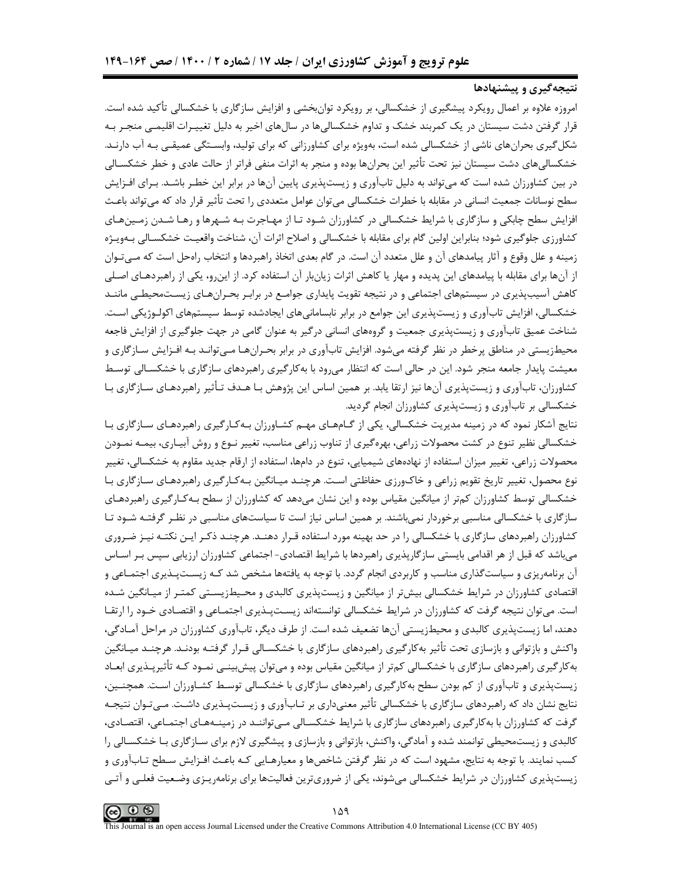### نتیجه‌گیری و پیشنهادها

امروزه علاوه بر اعمال رویکرد پیشگیری از خشکسالی، بر رویکرد توان‌بخشی و افزایش سازگاری با خشکسالی تأکید شده است. قرار گرفتن دشت سیستان در یک کمربند خشک و تداوم خشکسالی‌ها در سال‌های اخیر به دلیل تغییرات اقلیمی منجر به شکل‌گیری بحران‌های ناشی از خشکسالی شده است، به‌ویژه برای کشاورزانی که برای تولید، وابستگی عمیقی به آب دارند. خشکسالی‌های دشت سیستان نیز تحت تأثیر این بحران‌ها بوده و منجر به اثرات منفی فراتر از حالت عادی و خطر خشکسالی در بین کشاورزان شده است که می‌تواند به دلیل تاب‌آوری و زیست‌پذیری پایین آن‌ها در برابر این خطر باشد. برای افزایش سطح نوسانات جمعیت انسانی در مقابله با خطرات خشکسالی می‌توان عوامل متعددی را تحت تأثیر قرار داد که می‌تواند باعث افزایش سطح چابکی و سازگاری با شرایط خشکسالی در کشاورزان شود تا از مهاجرت به شهرها و رها شدن زمین‌های کشاورزی جلوگیری شود؛ بنابراین اولین گام برای مقابله با خشکسالی و اصلاح اثرات آن، شناخت واقعیت خشکسالی به‌ویژه زمینه و علل وقوع و آثار پیامدهای آن و علل متعدد آن است. در گام بعدی اتخاذ راهبردها و انتخاب راه‌حل است که می‌توان از آن‌ها برای مقابله با پیامدهای این پدیده و مهار یا کاهش اثرات زیان‌بار آن استفاده کرد. از این‌رو، یکی از راهبردهای اصلی کاهش آسیب‌پذیری در سیستم‌های اجتماعی و در نتیجه تقویت پایداری جوامع در برابر بحران‌های زیست‌محیطی مانند خشکسالی، افزایش تاب‌آوری و زیست‌پذیری این جوامع در برابر نابسامانی‌های ایجادشده توسط سیستم‌های اکولوژیکی است. شناخت عمیق تاب‌آوری و زیست‌پذیری جمعیت و گروه‌های انسانی درگیر به عنوان گامی در جهت جلوگیری از افزایش فاجعه محیط‌زیستی در مناطق پرخطر در نظر گرفته می‌شود. افزایش تاب‌آوری در برابر بحران‌ها می‌تواند به افزایش سازگاری و معیشت پایدار جامعه منجر شود. این در حالی است که انتظار می‌رود با به‌کارگیری راهبردهای سازگاری با خشکسالی توسط کشاورزان، تاب‌آوری و زیست‌پذیری آن‌ها نیز ارتقا یابد. بر همین اساس این پژوهش با هدف تأثیر راهبردهای سازگاری با خشکسالی بر تاب‌آوری و زیست‌پذیری کشاورزان انجام گردید.

نتایج آشکار نمود که در زمینه مدیریت خشکسالی، یکی از گام‌های مهم کشاورزان به‌کارگیری راهبردهای سازگاری با خشکسالی نظیر تنوع در کشت محصولات زراعی، بهره‌گیری از تناوب زراعی مناسب، تغییر نوع و روش آبیاری، بیمه نمودن محصولات زراعی، تغییر میزان استفاده از نهاده‌های شیمیایی، تنوع در دام‌ها، استفاده از ارقام جدید مقاوم به خشکسالی، تغییر نوع محصول، تغییر تاریخ تقویم زراعی و خاک‌ورزی حفاظتی است. هرچند میانگین به‌کارگیری راهبردهای سازگاری با خشکسالی توسط کشاورزان کم‌تر از میانگین مقیاس بوده و این نشان می‌دهد که کشاورزان از سطح به‌کارگیری راهبردهای سازگاری با خشکسالی مناسبی برخوردار نمی‌باشند. بر همین اساس نیاز است تا سیاست‌های مناسبی در نظر گرفته شود تا کشاورزان راهبردهای سازگاری با خشکسالی را در حد بهینه مورد استفاده قرار دهند. هرچند ذکر این نکته نیز ضروری می‌باشد که قبل از هر اقدامی بایستی سازگارپذیری راهبردها با شرایط اقتصادی- اجتماعی کشاورزان ارزیابی سپس بر اساس آن برنامه‌ریزی و سیاست‌گذاری مناسب و کاربردی انجام گردد. با توجه به یافته‌ها مشخص شد که زیست‌پذیری اجتماعی و اقتصادی کشاورزان در شرایط خشکسالی بیش‌تر از میانگین و زیست‌پذیری کالبدی و محیط‌زیستی کمتر از میانگین شده است. می‌توان نتیجه گرفت که کشاورزان در شرایط خشکسالی توانسته‌اند زیست‌پذیری اجتماعی و اقتصادی خود را ارتقا دهند، اما زیست‌پذیری کالبدی و محیط‌زیستی آن‌ها تضعیف شده است. از طرف دیگر، تاب‌آوری کشاورزان در مراحل آمادگی، واکنش و بازتوانی و بازسازی تحت تأثیر به‌کارگیری راهبردهای سازگاری با خشکسالی قرار گرفته بودند. هرچند میانگین به‌کارگیری راهبردهای سازگاری با خشکسالی کم‌تر از میانگین مقیاس بوده و می‌توان پیش‌بینی نمود که تأثیرپذیری ابعاد زیست‌پذیری و تاب‌آوری از کم بودن سطح به‌کارگیری راهبردهای سازگاری با خشکسالی توسط کشاورزان است. همچنین، نتایج نشان داد که راهبردهای سازگاری با خشکسالی تأثیر معنی‌داری بر تاب‌آوری و زیست‌پذیری داشت. می‌توان نتیجه گرفت که کشاورزان با به‌کارگیری راهبردهای سازگاری با شرایط خشکسالی می‌توانند در زمینه‌های اجتماعی، اقتصادی، کالبدی و زیست‌محیطی توانمند شده و آمادگی، واکنش، بازتوانی و بازسازی و پیشگیری لازم برای سازگاری با خشکسالی را کسب نمایند. با توجه به نتایج، مشهود است که در نظر گرفتن شاخص‌ها و معیارهایی که باعث افزایش سطح تاب‌آوری و زیست‌پذیری کشاورزان در شرایط خشکسالی می‌شوند، یکی از ضروری‌ترین فعالیت‌ها برای برنامه‌ریزی وضعیت فعلی و آتی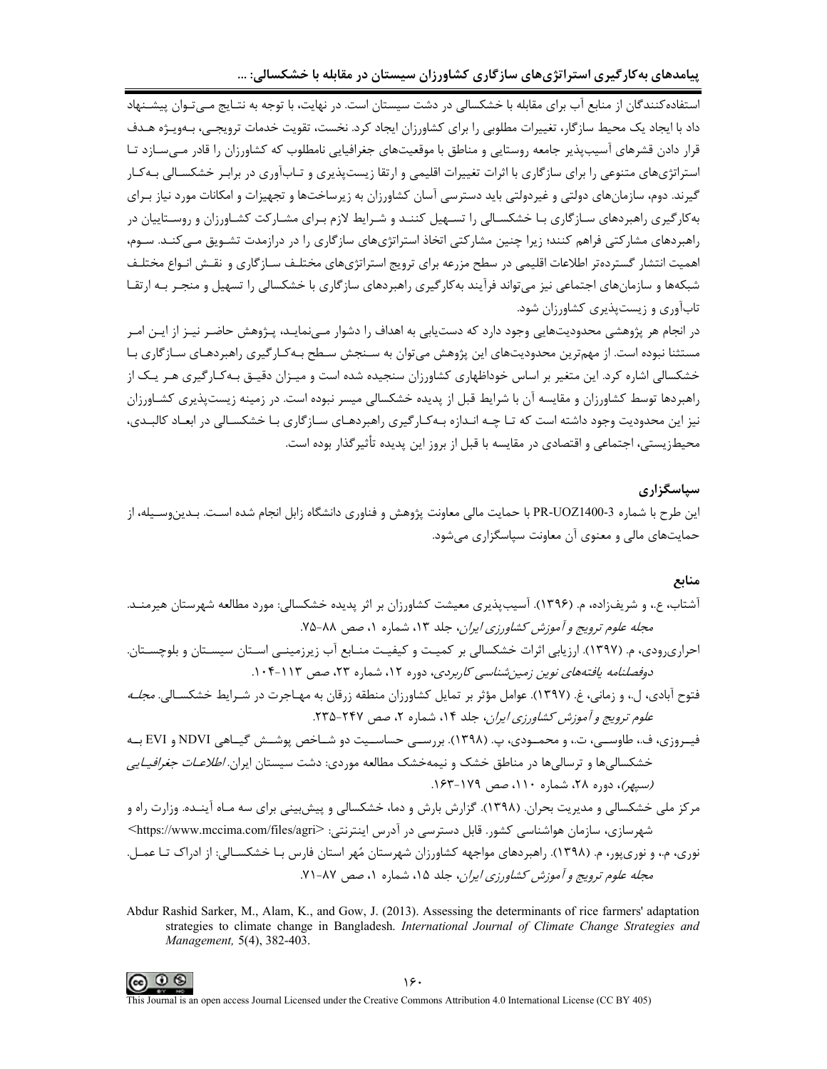استفاده‌کنندگان از منابع آب برای مقابله با خشکسالی در دشت سیستان است. در نهایت، با توجه به نتایج می‌توان پیشنهاد داد با ایجاد یک محیط سازگار، تغییرات مطلوبی را برای کشاورزان ایجاد کرد. نخست، تقویت خدمات ترویجی، به‌ویژه هدف قرار دادن قشرهای آسیب‌پذیر جامعه روستایی و مناطق با موقعیت‌های جغرافیایی نامطلوب که کشاورزان را قادر می‌سازد تا استراتژی‌های متنوعی را برای سازگاری با اثرات تغییرات اقلیمی و ارتقا زیست‌پذیری و تاب‌آوری در برابر خشکسالی به‌کار گیرند. دوم، سازمان‌های دولتی و غیردولتی باید دسترسی آسان کشاورزان به زیرساخت‌ها و تجهیزات و امکانات مورد نیاز برای به‌کارگیری راهبردهای سازگاری با خشکسالی را تسهیل کنند و شرایط لازم برای مشارکت کشاورزان و روستاییان در راهبردهای مشارکتی فراهم کنند؛ زیرا چنین مشارکتی اتخاذ استراتژی‌های سازگاری را در درازمدت تشویق می‌کند. سوم، اهمیت انتشار گسترده‌تر اطلاعات اقلیمی در سطح مزرعه برای ترویج استراتژی‌های مختلف سازگاری و نقش انواع مختلف شبکه‌ها و سازمان‌های اجتماعی نیز می‌تواند فرآیند به‌کارگیری راهبردهای سازگاری با خشکسالی را تسهیل و منجر به ارتقا تاب‌آوری و زیست‌پذیری کشاورزان شود.

در انجام هر پژوهشی محدودیت‌هایی وجود دارد که دست‌یابی به اهداف را دشوار می‌نماید، پژوهش حاضر نیز از این امر مستثنا نبوده است. از مهم‌ترین محدودیت‌های این پژوهش می‌توان به سنجش سطح به‌کارگیری راهبردهای سازگاری با خشکسالی اشاره کرد. این متغیر بر اساس خوداظهاری کشاورزان سنجیده شده است و میزان دقیق به‌کارگیری هر یک از راهبردها توسط کشاورزان و مقایسه آن با شرایط قبل از پدیده خشکسالی میسر نبوده است. در زمینه زیست‌پذیری کشاورزان نیز این محدودیت وجود داشته است که تا چه اندازه به‌کارگیری راهبردهای سازگاری با خشکسالی در ابعاد کالبدی، محیط‌زیستی، اجتماعی و اقتصادی در مقایسه با قبل از بروز این پدیده تأثیرگذار بوده است.

## سپاسگزاری

این طرح با شماره PR-UOZ1400-3 با حمایت مالی معاونت پژوهش و فناوری دانشگاه زابل انجام شده است. بدین‌وسیله، از حمایت‌های مالی و معنوی آن معاونت سپاسگزاری می‌شود.

## منابع

آشتاب، ع.، و شریف‌زاده، م. (۱۳۹۶). آسیب‌پذیری معیشت کشاورزان بر اثر پدیده خشکسالی: مورد مطالعه شهرستان هیرمند. *مجله علوم ترویج و آموزش کشاورزی ایران*، جلد ۱۳، شماره ۱، صص ۸۸-۷۵.

احراری‌رودی، م. (۱۳۹۷). ارزیابی اثرات خشکسالی بر کمیت و کیفیت منابع آب زیرزمینی استان سیستان و بلوچستان. *دوفصلنامه یافته‌های نوین زمین‌شناسی کاربردی*، دوره ۱۲، شماره ۲۳، صص ۱۱۳-۱۰۴.

فتوح آبادی، ل.، و زمانی، غ. (۱۳۹۷). عوامل مؤثر بر تمایل کشاورزان منطقه زرقان به مهاجرت در شرایط خشکسالی. *مجله علوم ترویج و آموزش کشاورزی ایران*، جلد ۱۴، شماره ۲، صص ۲۴۷-۲۳۵.

فیروزی، ف.، طاوسی، ت.، و محمودی، پ. (۱۳۹۸). بررسی حساسیت دو شاخص پوشش گیاهی NDVI و EVI به خشکسالی‌ها و ترسالی‌ها در مناطق خشک و نیمه‌خشک مطالعه موردی: دشت سیستان ایران. *اطلاعات جغرافیایی (سپهر)*، دوره ۲۸، شماره ۱۱۰، صص ۱۷۹-۱۶۳.

مرکز ملی خشکسالی و مدیریت بحران. (۱۳۹۸). گزارش بارش و دما، خشکسالی و پیش‌بینی برای سه ماه آینده. وزارت راه و شهرسازی، سازمان هواشناسی کشور. قابل دسترسی در آدرس اینترنتی: <https://www.mccima.com/files/agri>

نوری، م.، و نوری‌پور، م. (۱۳۹۸). راهبردهای مواجهه کشاورزان شهرستان مُهر استان فارس با خشکسالی: از ادراک تا عمل. *مجله علوم ترویج و آموزش کشاورزی ایران*، جلد ۱۵، شماره ۱، صص ۸۷-۷۱.

Abdur Rashid Sarker, M., Alam, K., and Gow, J. (2013). Assessing the determinants of rice farmers' adaptation strategies to climate change in Bangladesh. *International Journal of Climate Change Strategies and Management,* 5(4), 382-403.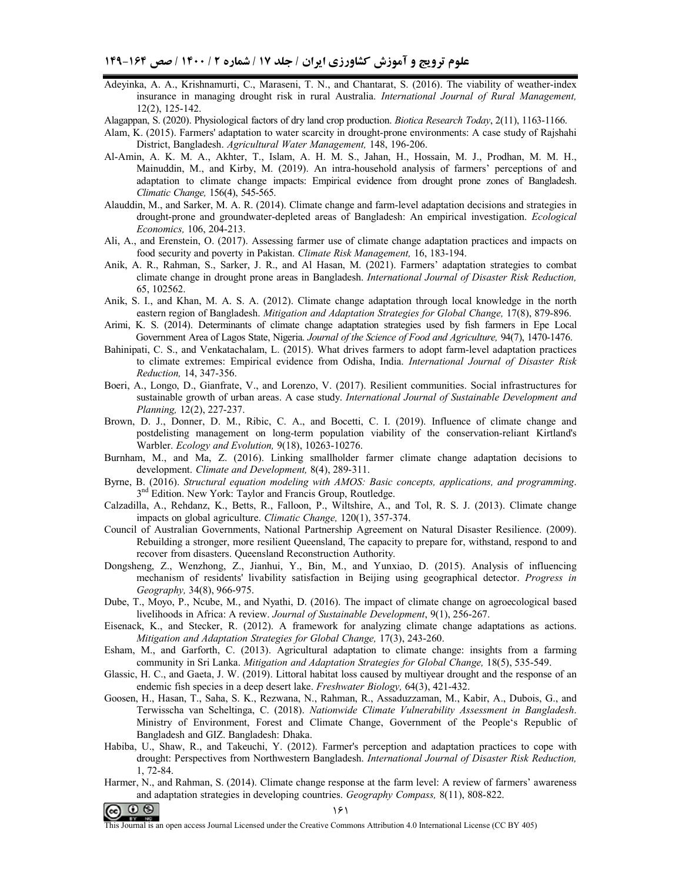Adeyinka, A. A., Krishnamurti, C., Maraseni, T. N., and Chantarat, S. (2016). The viability of weather-index insurance in managing drought risk in rural Australia. *International Journal of Rural Management,* 12(2), 125-142.

Alagappan, S. (2020). Physiological factors of dry land crop production. *Biotica Research Today*, 2(11), 1163-1166.

Alam, K. (2015). Farmers' adaptation to water scarcity in drought-prone environments: A case study of Rajshahi District, Bangladesh. *Agricultural Water Management,* 148, 196-206.

Al-Amin, A. K. M. A., Akhter, T., Islam, A. H. M. S., Jahan, H., Hossain, M. J., Prodhan, M. M. H., Mainuddin, M., and Kirby, M. (2019). An intra-household analysis of farmers' perceptions of and adaptation to climate change impacts: Empirical evidence from drought prone zones of Bangladesh. *Climatic Change,* 156(4), 545-565.

Alauddin, M., and Sarker, M. A. R. (2014). Climate change and farm-level adaptation decisions and strategies in drought-prone and groundwater-depleted areas of Bangladesh: An empirical investigation. *Ecological Economics,* 106, 204-213.

Ali, A., and Erenstein, O. (2017). Assessing farmer use of climate change adaptation practices and impacts on food security and poverty in Pakistan. *Climate Risk Management,* 16, 183-194.

Anik, A. R., Rahman, S., Sarker, J. R., and Al Hasan, M. (2021). Farmers' adaptation strategies to combat climate change in drought prone areas in Bangladesh. *International Journal of Disaster Risk Reduction,* 65, 102562.

Anik, S. I., and Khan, M. A. S. A. (2012). Climate change adaptation through local knowledge in the north eastern region of Bangladesh. *Mitigation and Adaptation Strategies for Global Change,* 17(8), 879-896.

Arimi, K. S. (2014). Determinants of climate change adaptation strategies used by fish farmers in Epe Local Government Area of Lagos State, Nigeria. *Journal of the Science of Food and Agriculture,* 94(7), 1470-1476.

Bahinipati, C. S., and Venkatachalam, L. (2015). What drives farmers to adopt farm-level adaptation practices to climate extremes: Empirical evidence from Odisha, India. *International Journal of Disaster Risk Reduction,* 14, 347-356.

Boeri, A., Longo, D., Gianfrate, V., and Lorenzo, V. (2017). Resilient communities. Social infrastructures for sustainable growth of urban areas. A case study. *International Journal of Sustainable Development and Planning,* 12(2), 227-237.

Brown, D. J., Donner, D. M., Ribic, C. A., and Bocetti, C. I. (2019). Influence of climate change and postdelisting management on long-term population viability of the conservation-reliant Kirtland's Warbler. *Ecology and Evolution,* 9(18), 10263-10276.

Burnham, M., and Ma, Z. (2016). Linking smallholder farmer climate change adaptation decisions to development. *Climate and Development,* 8(4), 289-311.

Byrne, B. (2016). *Structural equation modeling with AMOS: Basic concepts, applications, and programming*. 3rd Edition. New York: Taylor and Francis Group, Routledge.

Calzadilla, A., Rehdanz, K., Betts, R., Falloon, P., Wiltshire, A., and Tol, R. S. J. (2013). Climate change impacts on global agriculture. *Climatic Change,* 120(1), 357-374.

Council of Australian Governments, National Partnership Agreement on Natural Disaster Resilience. (2009). Rebuilding a stronger, more resilient Queensland, The capacity to prepare for, withstand, respond to and recover from disasters. Queensland Reconstruction Authority.

Dongsheng, Z., Wenzhong, Z., Jianhui, Y., Bin, M., and Yunxiao, D. (2015). Analysis of influencing mechanism of residents' livability satisfaction in Beijing using geographical detector. *Progress in Geography,* 34(8), 966-975.

Dube, T., Moyo, P., Ncube, M., and Nyathi, D. (2016). The impact of climate change on agroecological based livelihoods in Africa: A review. *Journal of Sustainable Development*, 9(1), 256-267.

Eisenack, K., and Stecker, R. (2012). A framework for analyzing climate change adaptations as actions. *Mitigation and Adaptation Strategies for Global Change,* 17(3), 243-260.

Esham, M., and Garforth, C. (2013). Agricultural adaptation to climate change: insights from a farming community in Sri Lanka. *Mitigation and Adaptation Strategies for Global Change,* 18(5), 535-549.

Glassic, H. C., and Gaeta, J. W. (2019). Littoral habitat loss caused by multiyear drought and the response of an endemic fish species in a deep desert lake. *Freshwater Biology,* 64(3), 421-432.

Goosen, H., Hasan, T., Saha, S. K., Rezwana, N., Rahman, R., Assaduzzaman, M., Kabir, A., Dubois, G., and Terwisscha van Scheltinga, C. (2018). *Nationwide Climate Vulnerability Assessment in Bangladesh*. Ministry of Environment, Forest and Climate Change, Government of the People's Republic of Bangladesh and GIZ. Bangladesh: Dhaka.

Habiba, U., Shaw, R., and Takeuchi, Y. (2012). Farmer's perception and adaptation practices to cope with drought: Perspectives from Northwestern Bangladesh. *International Journal of Disaster Risk Reduction,* 1, 72-84.

Harmer, N., and Rahman, S. (2014). Climate change response at the farm level: A review of farmers' awareness and adaptation strategies in developing countries. *Geography Compass,* 8(11), 808-822.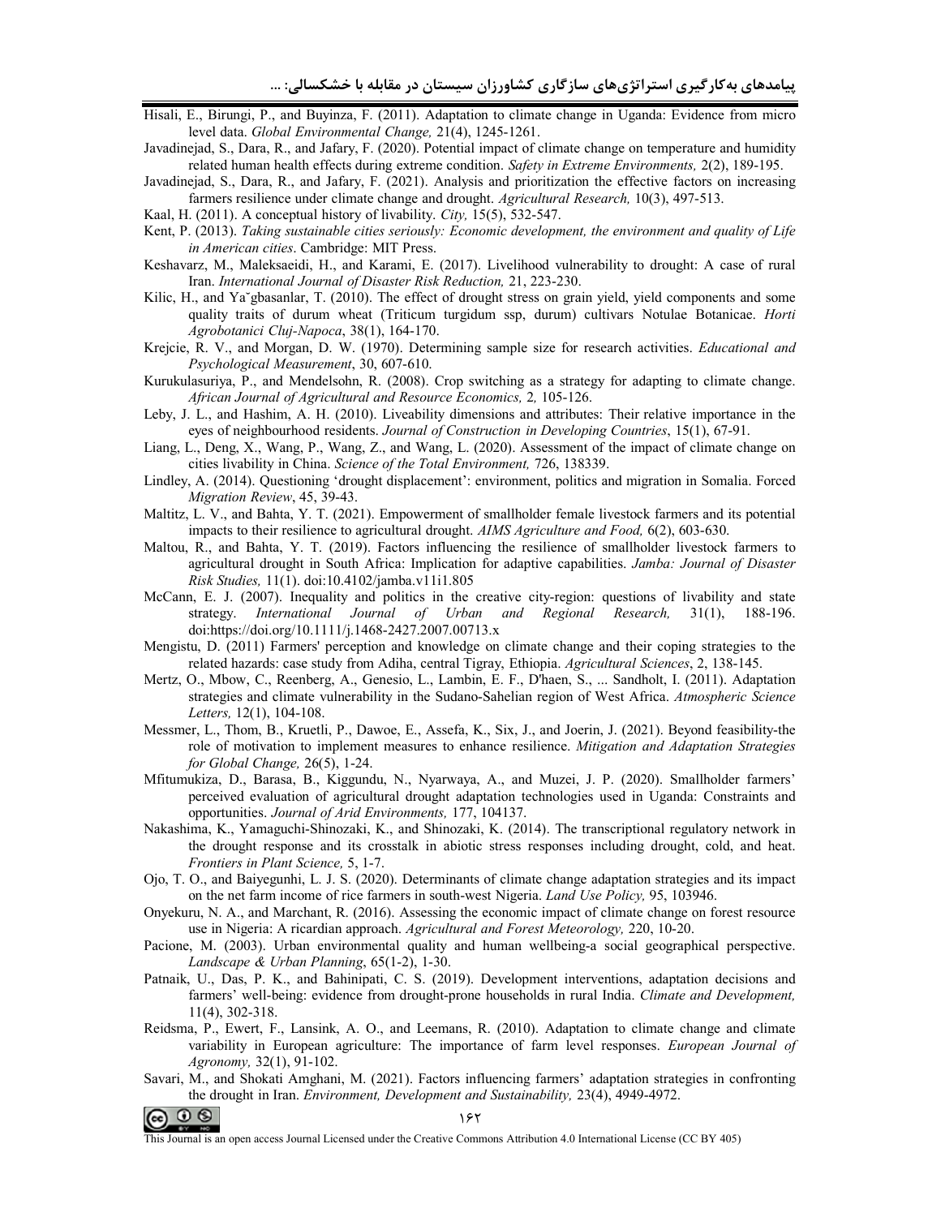Hisali, E., Birungi, P., and Buyinza, F. (2011). Adaptation to climate change in Uganda: Evidence from micro level data. *Global Environmental Change,* 21(4), 1245-1261.

Javadinejad, S., Dara, R., and Jafary, F. (2020). Potential impact of climate change on temperature and humidity related human health effects during extreme condition. *Safety in Extreme Environments,* 2(2), 189-195.

Javadinejad, S., Dara, R., and Jafary, F. (2021). Analysis and prioritization the effective factors on increasing farmers resilience under climate change and drought. *Agricultural Research,* 10(3), 497-513.

Kaal, H. (2011). A conceptual history of livability. *City,* 15(5), 532-547.

Kent, P. (2013). *Taking sustainable cities seriously: Economic development, the environment and quality of Life in American cities*. Cambridge: MIT Press.

Keshavarz, M., Maleksaeidi, H., and Karami, E. (2017). Livelihood vulnerability to drought: A case of rural Iran. *International Journal of Disaster Risk Reduction,* 21, 223-230.

Kilic, H., and Ya˘gbasanlar, T. (2010). The effect of drought stress on grain yield, yield components and some quality traits of durum wheat (Triticum turgidum ssp, durum) cultivars Notulae Botanicae. *Horti Agrobotanici Cluj-Napoca*, 38(1), 164-170.

Krejcie, R. V., and Morgan, D. W. (1970). Determining sample size for research activities. *Educational and Psychological Measurement*, 30, 607-610.

Kurukulasuriya, P., and Mendelsohn, R. (2008). Crop switching as a strategy for adapting to climate change. *African Journal of Agricultural and Resource Economics,* 2*,* 105-126.

Leby, J. L., and Hashim, A. H. (2010). Liveability dimensions and attributes: Their relative importance in the eyes of neighbourhood residents. *Journal of Construction in Developing Countries*, 15(1), 67-91.

Liang, L., Deng, X., Wang, P., Wang, Z., and Wang, L. (2020). Assessment of the impact of climate change on cities livability in China. *Science of the Total Environment,* 726, 138339.

Lindley, A. (2014). Questioning 'drought displacement': environment, politics and migration in Somalia. Forced *Migration Review*, 45, 39-43.

Maltitz, L. V., and Bahta, Y. T. (2021). Empowerment of smallholder female livestock farmers and its potential impacts to their resilience to agricultural drought. *AIMS Agriculture and Food,* 6(2), 603-630.

Maltou, R., and Bahta, Y. T. (2019). Factors influencing the resilience of smallholder livestock farmers to agricultural drought in South Africa: Implication for adaptive capabilities. *Jamba: Journal of Disaster Risk Studies,* 11(1). doi:10.4102/jamba.v11i1.805

McCann, E. J. (2007). Inequality and politics in the creative city-region: questions of livability and state strategy. *International Journal of Urban and Regional Research,* 31(1), 188-196. doi:https://doi.org/10.1111/j.1468-2427.2007.00713.x

Mengistu, D. (2011) Farmers' perception and knowledge on climate change and their coping strategies to the related hazards: case study from Adiha, central Tigray, Ethiopia. *Agricultural Sciences*, 2, 138-145.

Mertz, O., Mbow, C., Reenberg, A., Genesio, L., Lambin, E. F., D'haen, S., ... Sandholt, I. (2011). Adaptation strategies and climate vulnerability in the Sudano-Sahelian region of West Africa. *Atmospheric Science Letters,* 12(1), 104-108.

Messmer, L., Thom, B., Kruetli, P., Dawoe, E., Assefa, K., Six, J., and Joerin, J. (2021). Beyond feasibility-the role of motivation to implement measures to enhance resilience. *Mitigation and Adaptation Strategies for Global Change,* 26(5), 1-24.

Mfitumukiza, D., Barasa, B., Kiggundu, N., Nyarwaya, A., and Muzei, J. P. (2020). Smallholder farmers' perceived evaluation of agricultural drought adaptation technologies used in Uganda: Constraints and opportunities. *Journal of Arid Environments,* 177, 104137.

Nakashima, K., Yamaguchi-Shinozaki, K., and Shinozaki, K. (2014). The transcriptional regulatory network in the drought response and its crosstalk in abiotic stress responses including drought, cold, and heat. *Frontiers in Plant Science,* 5, 1-7.

Ojo, T. O., and Baiyegunhi, L. J. S. (2020). Determinants of climate change adaptation strategies and its impact on the net farm income of rice farmers in south-west Nigeria. *Land Use Policy,* 95, 103946.

Onyekuru, N. A., and Marchant, R. (2016). Assessing the economic impact of climate change on forest resource use in Nigeria: A ricardian approach. *Agricultural and Forest Meteorology,* 220, 10-20.

Pacione, M. (2003). Urban environmental quality and human wellbeing-a social geographical perspective. *Landscape & Urban Planning*, 65(1-2), 1-30.

Patnaik, U., Das, P. K., and Bahinipati, C. S. (2019). Development interventions, adaptation decisions and farmers' well-being: evidence from drought-prone households in rural India. *Climate and Development,* 11(4), 302-318.

Reidsma, P., Ewert, F., Lansink, A. O., and Leemans, R. (2010). Adaptation to climate change and climate variability in European agriculture: The importance of farm level responses. *European Journal of Agronomy,* 32(1), 91-102.

Savari, M., and Shokati Amghani, M. (2021). Factors influencing farmers' adaptation strategies in confronting the drought in Iran. *Environment, Development and Sustainability,* 23(4), 4949-4972.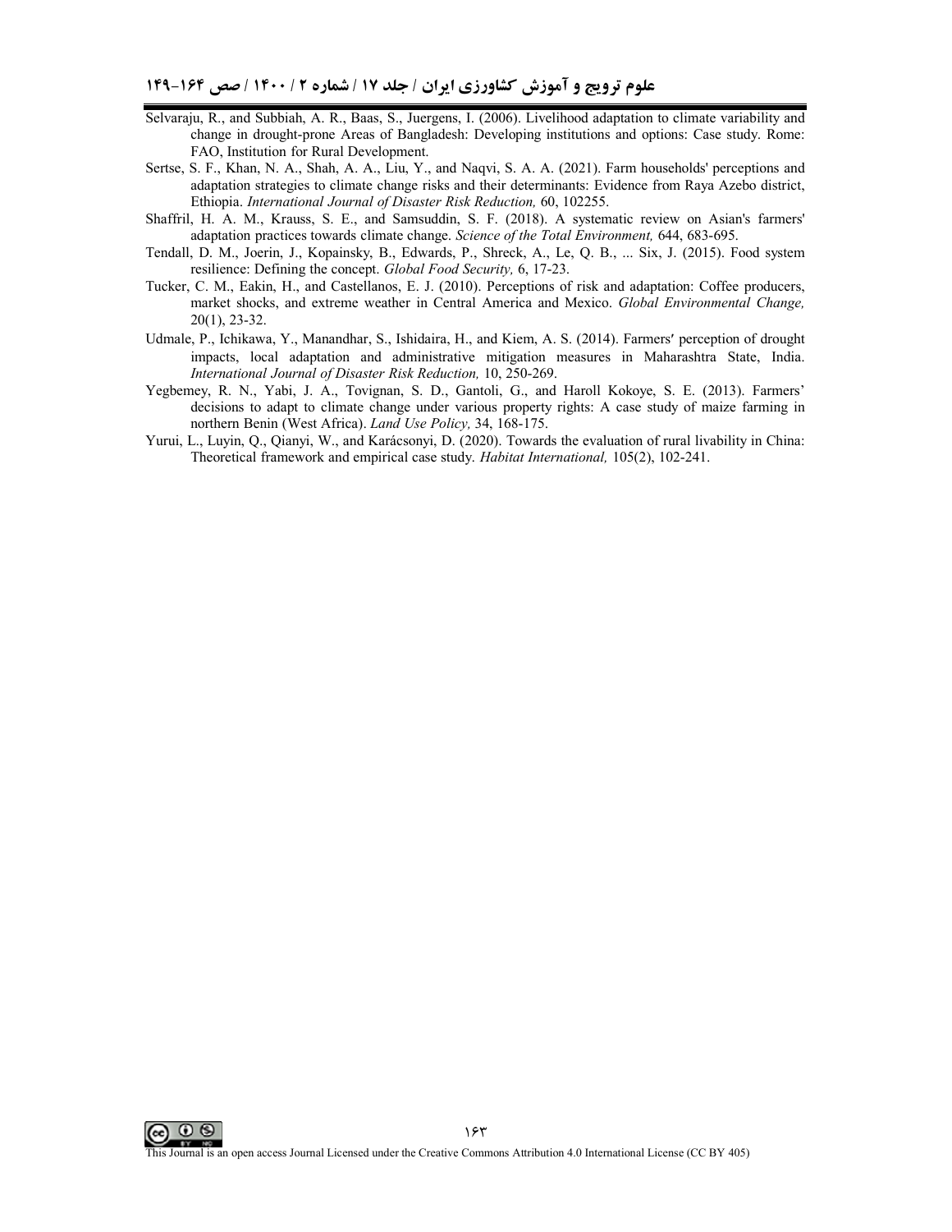Selvaraju, R., and Subbiah, A. R., Baas, S., Juergens, I. (2006). Livelihood adaptation to climate variability and change in drought-prone Areas of Bangladesh: Developing institutions and options: Case study. Rome: FAO, Institution for Rural Development.

Sertse, S. F., Khan, N. A., Shah, A. A., Liu, Y., and Naqvi, S. A. A. (2021). Farm households' perceptions and adaptation strategies to climate change risks and their determinants: Evidence from Raya Azebo district, Ethiopia. *International Journal of Disaster Risk Reduction,* 60, 102255.

Shaffril, H. A. M., Krauss, S. E., and Samsuddin, S. F. (2018). A systematic review on Asian's farmers' adaptation practices towards climate change. *Science of the Total Environment,* 644, 683-695.

Tendall, D. M., Joerin, J., Kopainsky, B., Edwards, P., Shreck, A., Le, Q. B., ... Six, J. (2015). Food system resilience: Defining the concept. *Global Food Security,* 6, 17-23.

Tucker, C. M., Eakin, H., and Castellanos, E. J. (2010). Perceptions of risk and adaptation: Coffee producers, market shocks, and extreme weather in Central America and Mexico. *Global Environmental Change,* 20(1), 23-32.

Udmale, P., Ichikawa, Y., Manandhar, S., Ishidaira, H., and Kiem, A. S. (2014). Farmers′ perception of drought impacts, local adaptation and administrative mitigation measures in Maharashtra State, India. *International Journal of Disaster Risk Reduction,* 10, 250-269.

Yegbemey, R. N., Yabi, J. A., Tovignan, S. D., Gantoli, G., and Haroll Kokoye, S. E. (2013). Farmers' decisions to adapt to climate change under various property rights: A case study of maize farming in northern Benin (West Africa). *Land Use Policy,* 34, 168-175.

Yurui, L., Luyin, Q., Qianyi, W., and Karácsonyi, D. (2020). Towards the evaluation of rural livability in China: Theoretical framework and empirical case study. *Habitat International,* 105(2), 102-241.

This Journal is an open access Journal Licensed under the Creative Commons Attribution 4.0 International License (CC BY 405)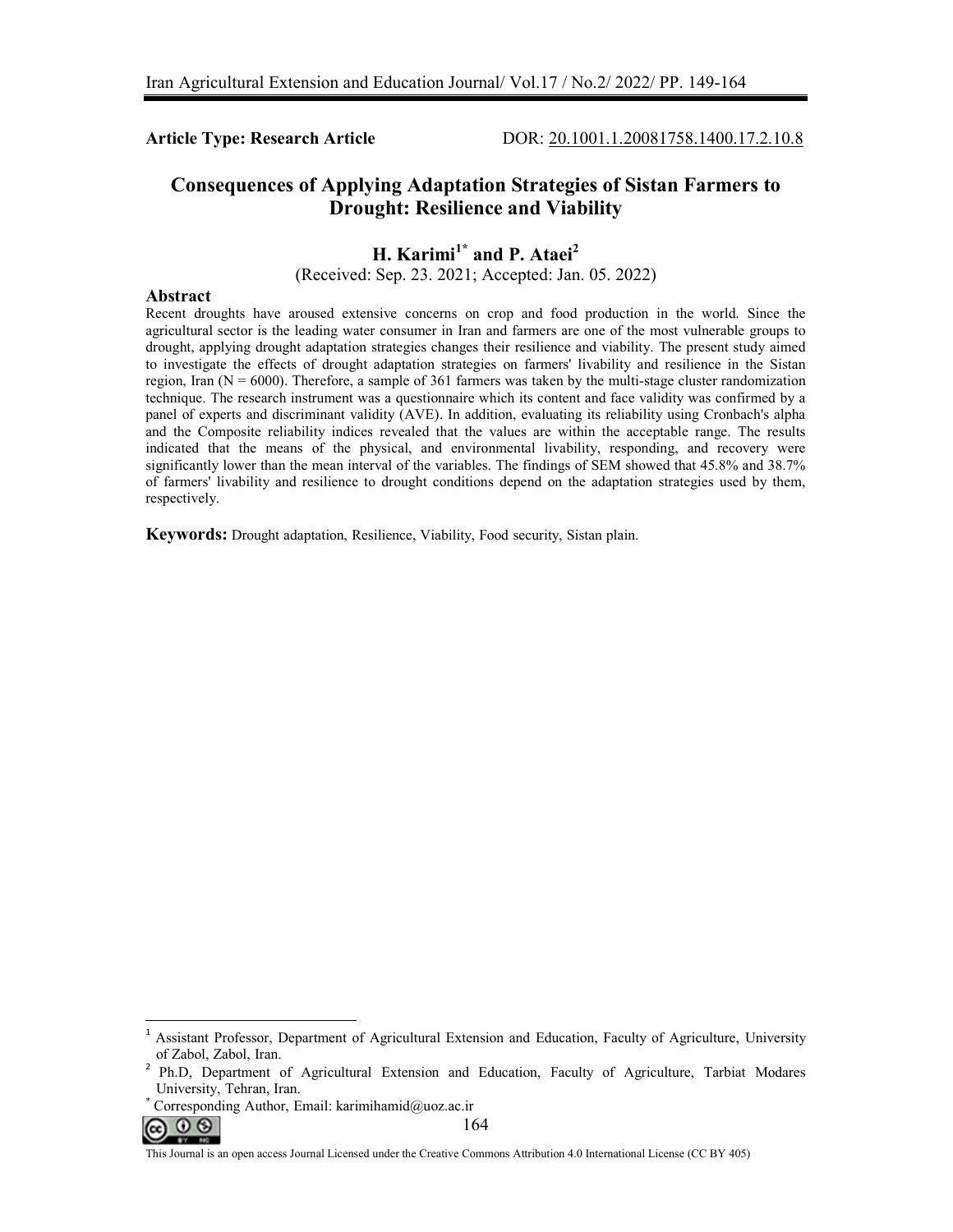**Article Type: Research Article** DOR: 20.1001.1.20081758.1400.17.2.10.8

# Consequences of Applying Adaptation Strategies of Sistan Farmers to Drought: Resilience and Viability

## H. Karimi[1*] and P. Ataei[2]

(Received: Sep. 23. 2021; Accepted: Jan. 05. 2022)

### Abstract

Recent droughts have aroused extensive concerns on crop and food production in the world. Since the agricultural sector is the leading water consumer in Iran and farmers are one of the most vulnerable groups to drought, applying drought adaptation strategies changes their resilience and viability. The present study aimed to investigate the effects of drought adaptation strategies on farmers' livability and resilience in the Sistan region, Iran (N = 6000). Therefore, a sample of 361 farmers was taken by the multi-stage cluster randomization technique. The research instrument was a questionnaire which its content and face validity was confirmed by a panel of experts and discriminant validity (AVE). In addition, evaluating its reliability using Cronbach's alpha and the Composite reliability indices revealed that the values are within the acceptable range. The results indicated that the means of the physical, and environmental livability, responding, and recovery were significantly lower than the mean interval of the variables. The findings of SEM showed that 45.8% and 38.7% of farmers' livability and resilience to drought conditions depend on the adaptation strategies used by them, respectively.

**Keywords:** Drought adaptation, Resilience, Viability, Food security, Sistan plain.

---

[1] Assistant Professor, Department of Agricultural Extension and Education, Faculty of Agriculture, University of Zabol, Zabol, Iran.

[2] Ph.D, Department of Agricultural Extension and Education, Faculty of Agriculture, Tarbiat Modares University, Tehran, Iran.

[*] Corresponding Author, Email: karimihamid@uoz.ac.ir

This Journal is an open access Journal Licensed under the Creative Commons Attribution 4.0 International License (CC BY 405)